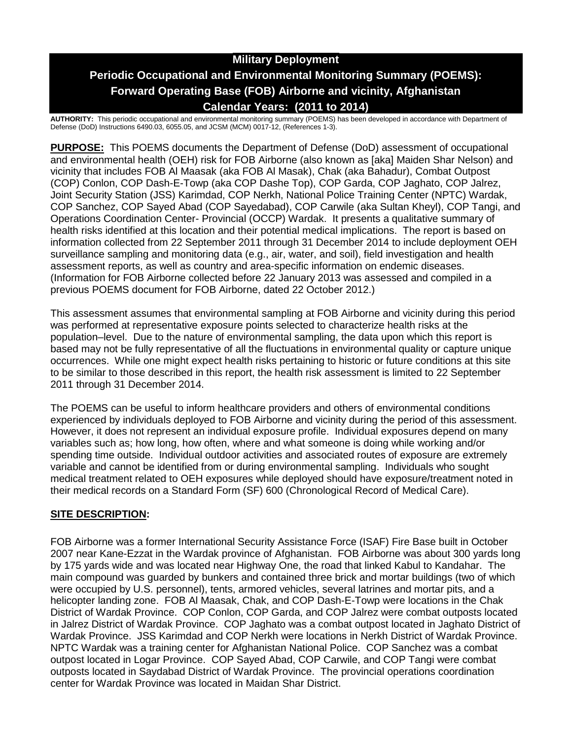# Military Deployment

# Periodic Occupational and Environmental Monitoring Summary (POEMS): Forward Operating Base (FOB) Airborne and vicinity, Afghanistan

# Calendar Years: (2011 to 2014)

**AUTHORITY:** This periodic occupational and environmental monitoring summary (POEMS) has been developed in accordance with Department of Defense (DoD) Instructions 6490.03, 6055.05, and JCSM (MCM) 0017-12, (References 1-3).

**PURPOSE:** This POEMS documents the Department of Defense (DoD) assessment of occupational and environmental health (OEH) risk for FOB Airborne (also known as [aka] Maiden Shar Nelson) and vicinity that includes FOB Al Maasak (aka FOB Al Masak), Chak (aka Bahadur), Combat Outpost (COP) Conlon, COP Dash-E-Towp (aka COP Dashe Top), COP Garda, COP Jaghato, COP Jalrez, Joint Security Station (JSS) Karimdad, COP Nerkh, National Police Training Center (NPTC) Wardak, COP Sanchez, COP Sayed Abad (COP Sayedabad), COP Carwile (aka Sultan Kheyl), COP Tangi, and Operations Coordination Center- Provincial (OCCP) Wardak. It presents a qualitative summary of health risks identified at this location and their potential medical implications. The report is based on information collected from 22 September 2011 through 31 December 2014 to include deployment OEH surveillance sampling and monitoring data (e.g., air, water, and soil), field investigation and health assessment reports, as well as country and area-specific information on endemic diseases. (Information for FOB Airborne collected before 22 January 2013 was assessed and compiled in a previous POEMS document for FOB Airborne, dated 22 October 2012.)

This assessment assumes that environmental sampling at FOB Airborne and vicinity during this period was performed at representative exposure points selected to characterize health risks at the population–level. Due to the nature of environmental sampling, the data upon which this report is based may not be fully representative of all the fluctuations in environmental quality or capture unique occurrences. While one might expect health risks pertaining to historic or future conditions at this site to be similar to those described in this report, the health risk assessment is limited to 22 September 2011 through 31 December 2014.

The POEMS can be useful to inform healthcare providers and others of environmental conditions experienced by individuals deployed to FOB Airborne and vicinity during the period of this assessment. However, it does not represent an individual exposure profile. Individual exposures depend on many variables such as; how long, how often, where and what someone is doing while working and/or spending time outside. Individual outdoor activities and associated routes of exposure are extremely variable and cannot be identified from or during environmental sampling. Individuals who sought medical treatment related to OEH exposures while deployed should have exposure/treatment noted in their medical records on a Standard Form (SF) 600 (Chronological Record of Medical Care).

## SITE DESCRIPTION:

FOB Airborne was a former International Security Assistance Force (ISAF) Fire Base built in October 2007 near Kane-Ezzat in the Wardak province of Afghanistan. FOB Airborne was about 300 yards long by 175 yards wide and was located near Highway One, the road that linked Kabul to Kandahar. The main compound was guarded by bunkers and contained three brick and mortar buildings (two of which were occupied by U.S. personnel), tents, armored vehicles, several latrines and mortar pits, and a helicopter landing zone. FOB Al Maasak, Chak, and COP Dash-E-Towp were locations in the Chak District of Wardak Province. COP Conlon, COP Garda, and COP Jalrez were combat outposts located in Jalrez District of Wardak Province. COP Jaghato was a combat outpost located in Jaghato District of Wardak Province. JSS Karimdad and COP Nerkh were locations in Nerkh District of Wardak Province. NPTC Wardak was a training center for Afghanistan National Police. COP Sanchez was a combat outpost located in Logar Province. COP Sayed Abad, COP Carwile, and COP Tangi were combat outposts located in Saydabad District of Wardak Province. The provincial operations coordination center for Wardak Province was located in Maidan Shar District.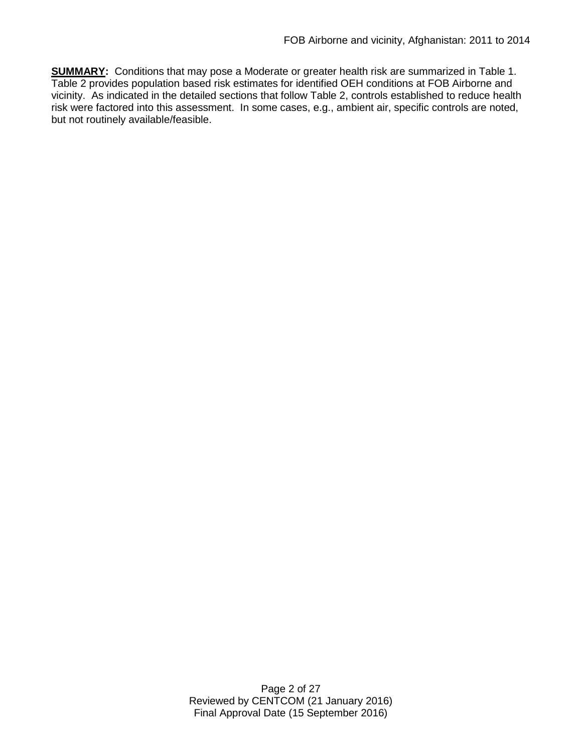**<u>SUMMARY</u>:** Conditions that may pose a Moderate or greater health risk are summarized in Table 1. Table 2 provides population based risk estimates for identified OEH conditions at FOB Airborne and vicinity. As indicated in the detailed sections that follow Table 2, controls established to reduce health risk were factored into this assessment. In some cases, e.g., ambient air, specific controls are noted, but not routinely available/feasible.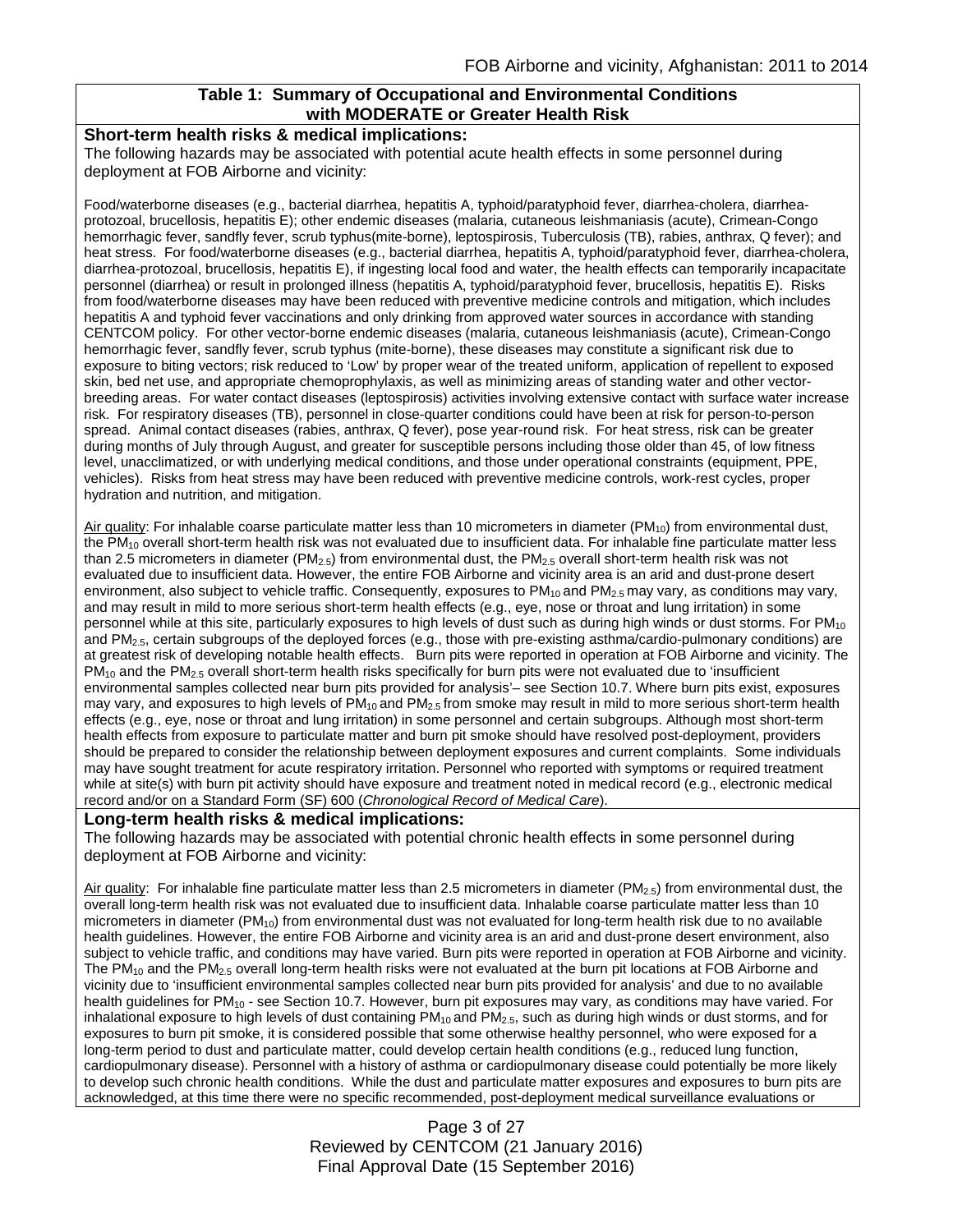**Table 1: Summary of Occupational and Environmental Conditions with MODERATE or Greater Health Risk**

**Short-term health risks & medical implications:**

The following hazards may be associated with potential acute health effects in some personnel during deployment at FOB Airborne and vicinity:

Food/waterborne diseases (e.g., bacterial diarrhea, hepatitis A, typhoid/paratyphoid fever, diarrhea-cholera, diarrhea-protozoal, brucellosis, hepatitis E); other endemic diseases (malaria, cutaneous leishmaniasis (acute), Crimean-Congo hemorrhagic fever, sandfly fever, scrub typhus(mite-borne), leptospirosis, Tuberculosis (TB), rabies, anthrax, Q fever); and heat stress. For food/waterborne diseases (e.g., bacterial diarrhea, hepatitis A, typhoid/paratyphoid fever, diarrhea-cholera, diarrhea-protozoal, brucellosis, hepatitis E), if ingesting local food and water, the health effects can temporarily incapacitate personnel (diarrhea) or result in prolonged illness (hepatitis A, typhoid/paratyphoid fever, brucellosis, hepatitis E). Risks from food/waterborne diseases may have been reduced with preventive medicine controls and mitigation, which includes hepatitis A and typhoid fever vaccinations and only drinking from approved water sources in accordance with standing CENTCOM policy. For other vector-borne endemic diseases (malaria, cutaneous leishmaniasis (acute), Crimean-Congo hemorrhagic fever, sandfly fever, scrub typhus (mite-borne), these diseases may constitute a significant risk due to exposure to biting vectors; risk reduced to 'Low' by proper wear of the treated uniform, application of repellent to exposed skin, bed net use, and appropriate chemoprophylaxis, as well as minimizing areas of standing water and other vector-breeding areas. For water contact diseases (leptospirosis) activities involving extensive contact with surface water increase risk. For respiratory diseases (TB), personnel in close-quarter conditions could have been at risk for person-to-person spread. Animal contact diseases (rabies, anthrax, Q fever), pose year-round risk. For heat stress, risk can be greater during months of July through August, and greater for susceptible persons including those older than 45, of low fitness level, unacclimatized, or with underlying medical conditions, and those under operational constraints (equipment, PPE, vehicles). Risks from heat stress may have been reduced with preventive medicine controls, work-rest cycles, proper hydration and nutrition, and mitigation.

Air quality: For inhalable coarse particulate matter less than 10 micrometers in diameter ($PM_{10}$) from environmental dust, the $PM_{10}$ overall short-term health risk was not evaluated due to insufficient data. For inhalable fine particulate matter less than 2.5 micrometers in diameter ($PM_{2.5}$) from environmental dust, the $PM_{2.5}$ overall short-term health risk was not evaluated due to insufficient data. However, the entire FOB Airborne and vicinity area is an arid and dust-prone desert environment, also subject to vehicle traffic. Consequently, exposures to $PM_{10}$ and $PM_{2.5}$ may vary, as conditions may vary, and may result in mild to more serious short-term health effects (e.g., eye, nose or throat and lung irritation) in some personnel while at this site, particularly exposures to high levels of dust such as during high winds or dust storms. For $PM_{10}$ and $PM_{2.5}$, certain subgroups of the deployed forces (e.g., those with pre-existing asthma/cardio-pulmonary conditions) are at greatest risk of developing notable health effects. Burn pits were reported in operation at FOB Airborne and vicinity. The $PM_{10}$ and the $PM_{2.5}$ overall short-term health risks specifically for burn pits were not evaluated due to 'insufficient environmental samples collected near burn pits provided for analysis'– see Section 10.7. Where burn pits exist, exposures may vary, and exposures to high levels of $PM_{10}$ and $PM_{2.5}$ from smoke may result in mild to more serious short-term health effects (e.g., eye, nose or throat and lung irritation) in some personnel and certain subgroups. Although most short-term health effects from exposure to particulate matter and burn pit smoke should have resolved post-deployment, providers should be prepared to consider the relationship between deployment exposures and current complaints. Some individuals may have sought treatment for acute respiratory irritation. Personnel who reported with symptoms or required treatment while at site(s) with burn pit activity should have exposure and treatment noted in medical record (e.g., electronic medical record and/or on a Standard Form (SF) 600 (*Chronological Record of Medical Care*).

**Long-term health risks & medical implications:**

The following hazards may be associated with potential chronic health effects in some personnel during deployment at FOB Airborne and vicinity:

Air quality: For inhalable fine particulate matter less than 2.5 micrometers in diameter ($PM_{2.5}$) from environmental dust, the overall long-term health risk was not evaluated due to insufficient data. Inhalable coarse particulate matter less than 10 micrometers in diameter ($PM_{10}$) from environmental dust was not evaluated for long-term health risk due to no available health guidelines. However, the entire FOB Airborne and vicinity area is an arid and dust-prone desert environment, also subject to vehicle traffic, and conditions may have varied. Burn pits were reported in operation at FOB Airborne and vicinity. The $PM_{10}$ and the $PM_{2.5}$ overall long-term health risks were not evaluated at the burn pit locations at FOB Airborne and vicinity due to 'insufficient environmental samples collected near burn pits provided for analysis' and due to no available health guidelines for $PM_{10}$ - see Section 10.7. However, burn pit exposures may vary, as conditions may have varied. For inhalational exposure to high levels of dust containing $PM_{10}$ and $PM_{2.5}$, such as during high winds or dust storms, and for exposures to burn pit smoke, it is considered possible that some otherwise healthy personnel, who were exposed for a long-term period to dust and particulate matter, could develop certain health conditions (e.g., reduced lung function, cardiopulmonary disease). Personnel with a history of asthma or cardiopulmonary disease could potentially be more likely to develop such chronic health conditions. While the dust and particulate matter exposures and exposures to burn pits are acknowledged, at this time there were no specific recommended, post-deployment medical surveillance evaluations or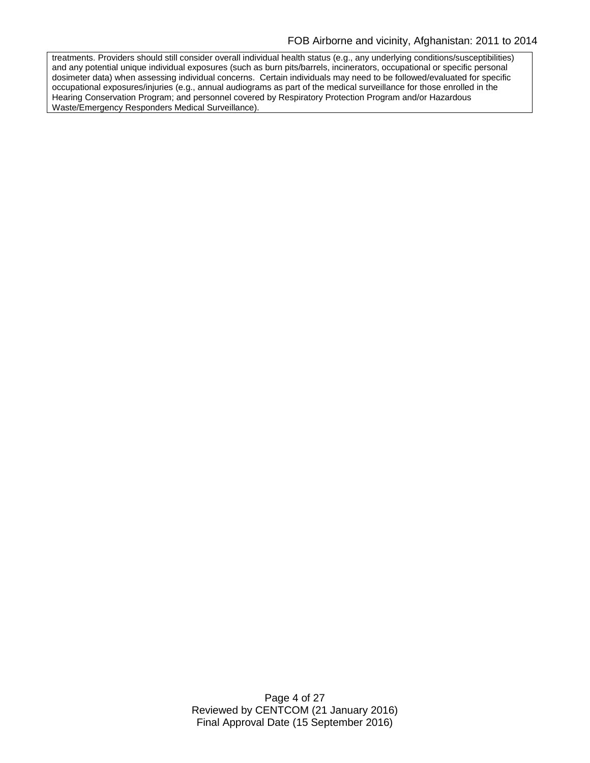treatments. Providers should still consider overall individual health status (e.g., any underlying conditions/susceptibilities) and any potential unique individual exposures (such as burn pits/barrels, incinerators, occupational or specific personal dosimeter data) when assessing individual concerns. Certain individuals may need to be followed/evaluated for specific occupational exposures/injuries (e.g., annual audiograms as part of the medical surveillance for those enrolled in the Hearing Conservation Program; and personnel covered by Respiratory Protection Program and/or Hazardous Waste/Emergency Responders Medical Surveillance).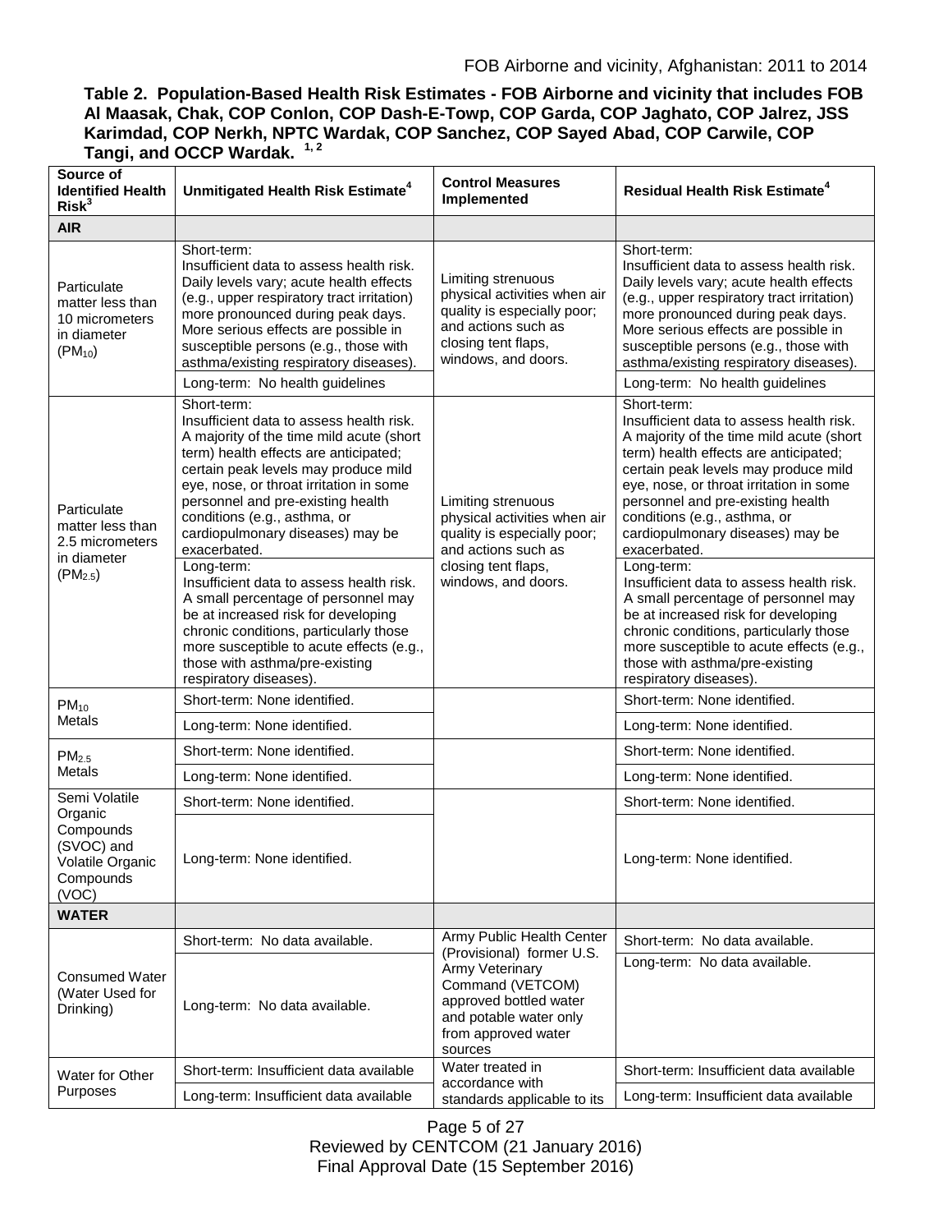**Table 2. Population-Based Health Risk Estimates - FOB Airborne and vicinity that includes FOB Al Maasak, Chak, COP Conlon, COP Dash-E-Towp, COP Garda, COP Jaghato, COP Jalrez, JSS Karimdad, COP Nerkh, NPTC Wardak, COP Sanchez, COP Sayed Abad, COP Carwile, COP Tangi, and OCCP Wardak.** [1, 2]

| Source of Identified Health Risk[3] | Unmitigated Health Risk Estimate[4] | Control Measures Implemented | Residual Health Risk Estimate[4] |
|---|---|---|---|
| **AIR** | | | |
| Particulate matter less than 10 micrometers in diameter ($PM_{10}$) | Short-term: Insufficient data to assess health risk. Daily levels vary; acute health effects (e.g., upper respiratory tract irritation) more pronounced during peak days. More serious effects are possible in susceptible persons (e.g., those with asthma/existing respiratory diseases). | Limiting strenuous physical activities when air quality is especially poor; and actions such as closing tent flaps, windows, and doors. | Short-term: Insufficient data to assess health risk. Daily levels vary; acute health effects (e.g., upper respiratory tract irritation) more pronounced during peak days. More serious effects are possible in susceptible persons (e.g., those with asthma/existing respiratory diseases). |
| | Long-term: No health guidelines | | Long-term: No health guidelines |
| Particulate matter less than 2.5 micrometers in diameter ($PM_{2.5}$) | Short-term: Insufficient data to assess health risk. A majority of the time mild acute (short term) health effects are anticipated; certain peak levels may produce mild eye, nose, or throat irritation in some personnel and pre-existing health conditions (e.g., asthma, or cardiopulmonary diseases) may be exacerbated. | Limiting strenuous physical activities when air quality is especially poor; and actions such as closing tent flaps, windows, and doors. | Short-term: Insufficient data to assess health risk. A majority of the time mild acute (short term) health effects are anticipated; certain peak levels may produce mild eye, nose, or throat irritation in some personnel and pre-existing health conditions (e.g., asthma, or cardiopulmonary diseases) may be exacerbated. |
| | Long-term: Insufficient data to assess health risk. A small percentage of personnel may be at increased risk for developing chronic conditions, particularly those more susceptible to acute effects (e.g., those with asthma/pre-existing respiratory diseases). | | Long-term: Insufficient data to assess health risk. A small percentage of personnel may be at increased risk for developing chronic conditions, particularly those more susceptible to acute effects (e.g., those with asthma/pre-existing respiratory diseases). |
| $PM_{10}$ Metals | Short-term: None identified. | | Short-term: None identified. |
| | Long-term: None identified. | | Long-term: None identified. |
| $PM_{2.5}$ Metals | Short-term: None identified. | | Short-term: None identified. |
| | Long-term: None identified. | | Long-term: None identified. |
| Semi Volatile Organic Compounds (SVOC) and Volatile Organic Compounds (VOC) | Short-term: None identified. | | Short-term: None identified. |
| | Long-term: None identified. | | Long-term: None identified. |
| **WATER** | | | |
| Consumed Water (Water Used for Drinking) | Short-term: No data available. | Army Public Health Center (Provisional) former U.S. Army Veterinary Command (VETCOM) approved bottled water and potable water only from approved water sources | Short-term: No data available. |
| | Long-term: No data available. | | Long-term: No data available. |
| Water for Other Purposes | Short-term: Insufficient data available | Water treated in accordance with standards applicable to its | Short-term: Insufficient data available |
| | Long-term: Insufficient data available | | Long-term: Insufficient data available |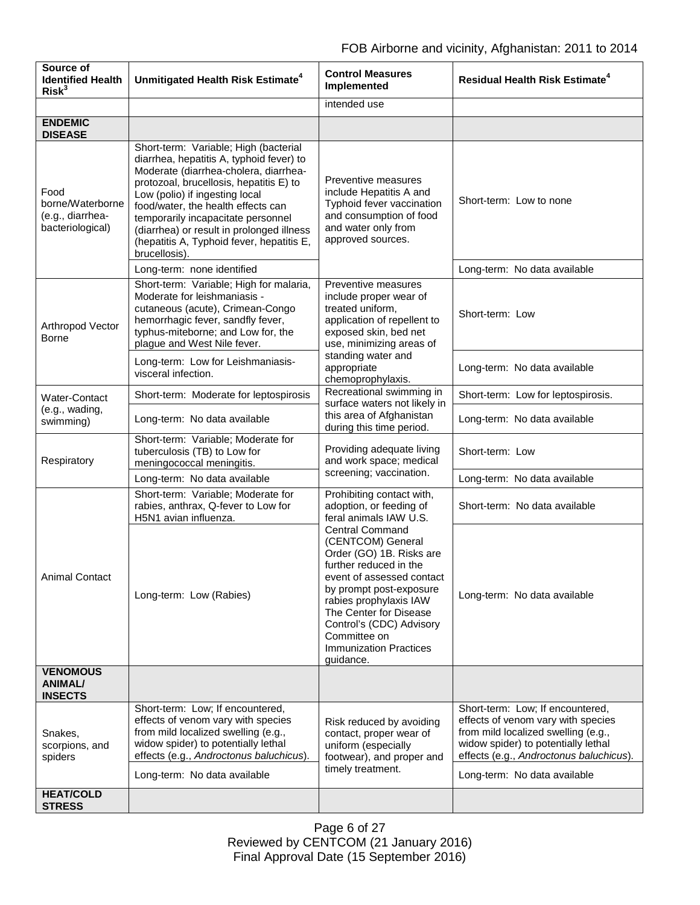| Source of Identified Health Risk[3] | Unmitigated Health Risk Estimate[4] | Control Measures Implemented | Residual Health Risk Estimate[4] |
|---|---|---|---|
| | | intended use | |
| **ENDEMIC DISEASE** | | | |
| Food borne/Waterborne (e.g., diarrhea-bacteriological) | Short-term: Variable; High (bacterial diarrhea, hepatitis A, typhoid fever) to Moderate (diarrhea-cholera, diarrhea-protozoal, brucellosis, hepatitis E) to Low (polio) if ingesting local food/water, the health effects can temporarily incapacitate personnel (diarrhea) or result in prolonged illness (hepatitis A, Typhoid fever, hepatitis E, brucellosis). | Preventive measures include Hepatitis A and Typhoid fever vaccination and consumption of food and water only from approved sources. | Short-term: Low to none |
| | Long-term: none identified | | Long-term: No data available |
| Arthropod Vector Borne | Short-term: Variable; High for malaria, Moderate for leishmaniasis - cutaneous (acute), Crimean-Congo hemorrhagic fever, sandfly fever, typhus-miteborne; and Low for, the plague and West Nile fever. | Preventive measures include proper wear of treated uniform, application of repellent to exposed skin, bed net use, minimizing areas of standing water and appropriate chemoprophylaxis. | Short-term: Low |
| | Long-term: Low for Leishmaniasis-visceral infection. | | Long-term: No data available |
| Water-Contact (e.g., wading, swimming) | Short-term: Moderate for leptospirosis | Recreational swimming in surface waters not likely in this area of Afghanistan during this time period. | Short-term: Low for leptospirosis. |
| | Long-term: No data available | | Long-term: No data available |
| Respiratory | Short-term: Variable; Moderate for tuberculosis (TB) to Low for meningococcal meningitis. | Providing adequate living and work space; medical screening; vaccination. | Short-term: Low |
| | Long-term: No data available | | Long-term: No data available |
| Animal Contact | Short-term: Variable; Moderate for rabies, anthrax, Q-fever to Low for H5N1 avian influenza. | Prohibiting contact with, adoption, or feeding of feral animals IAW U.S. Central Command (CENTCOM) General Order (GO) 1B. Risks are further reduced in the event of assessed contact by prompt post-exposure rabies prophylaxis IAW The Center for Disease Control's (CDC) Advisory Committee on Immunization Practices guidance. | Short-term: No data available |
| | Long-term: Low (Rabies) | | Long-term: No data available |
| **VENOMOUS ANIMAL/ INSECTS** | | | |
| Snakes, scorpions, and spiders | Short-term: Low; If encountered, effects of venom vary with species from mild localized swelling (e.g., widow spider) to potentially lethal effects (e.g., *Androctonus baluchicus*). | Risk reduced by avoiding contact, proper wear of uniform (especially footwear), and proper and timely treatment. | Short-term: Low; If encountered, effects of venom vary with species from mild localized swelling (e.g., widow spider) to potentially lethal effects (e.g., *Androctonus baluchicus*). |
| | Long-term: No data available | | Long-term: No data available |
| **HEAT/COLD STRESS** | | | |

Reviewed by CENTCOM (21 January 2016)
Final Approval Date (15 September 2016)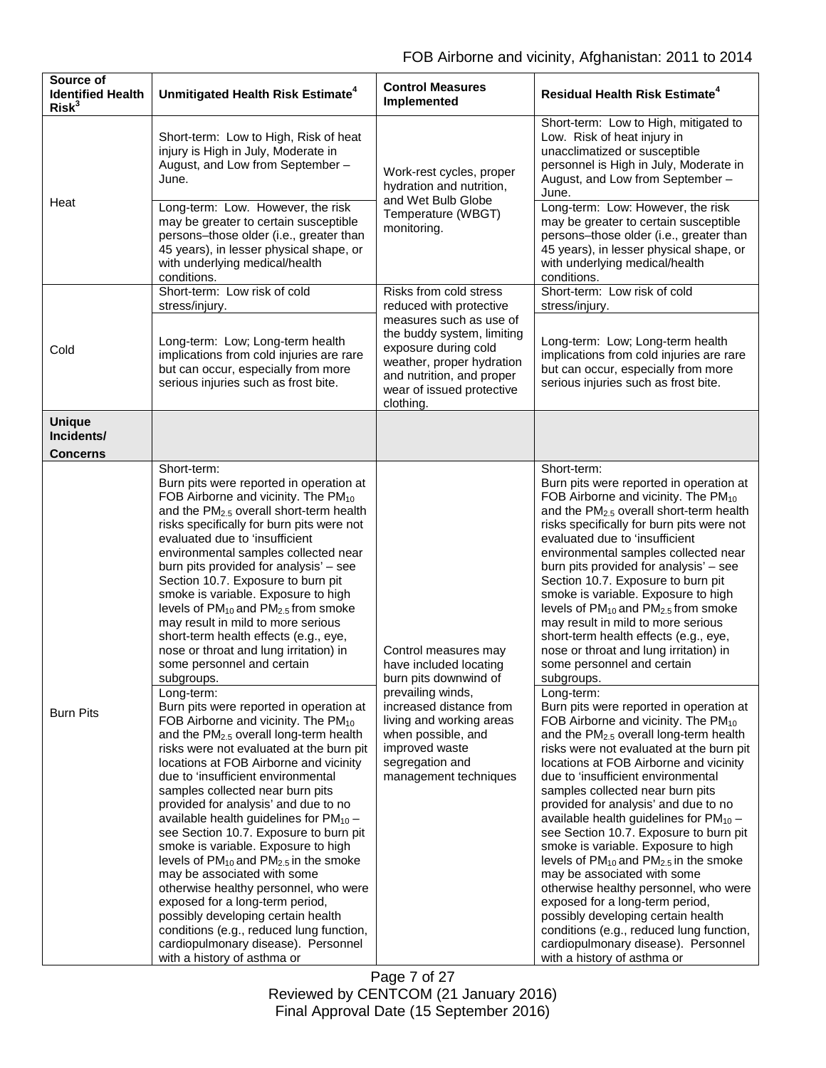| Source of Identified Health Risk[3] | Unmitigated Health Risk Estimate[4] | Control Measures Implemented | Residual Health Risk Estimate[4] |
|---|---|---|---|
| Heat | Short-term: Low to High, Risk of heat injury is High in July, Moderate in August, and Low from September – June. | Work-rest cycles, proper hydration and nutrition, and Wet Bulb Globe Temperature (WBGT) monitoring. | Short-term: Low to High, mitigated to Low. Risk of heat injury in unacclimatized or susceptible personnel is High in July, Moderate in August, and Low from September – June. |
| | Long-term: Low. However, the risk may be greater to certain susceptible persons–those older (i.e., greater than 45 years), in lesser physical shape, or with underlying medical/health conditions. | | Long-term: Low: However, the risk may be greater to certain susceptible persons–those older (i.e., greater than 45 years), in lesser physical shape, or with underlying medical/health conditions. |
| Cold | Short-term: Low risk of cold stress/injury. | Risks from cold stress reduced with protective measures such as use of the buddy system, limiting exposure during cold weather, proper hydration and nutrition, and proper wear of issued protective clothing. | Short-term: Low risk of cold stress/injury. |
| | Long-term: Low; Long-term health implications from cold injuries are rare but can occur, especially from more serious injuries such as frost bite. | | Long-term: Low; Long-term health implications from cold injuries are rare but can occur, especially from more serious injuries such as frost bite. |
| **Unique Incidents/ Concerns** | | | |
| Burn Pits | Short-term: Burn pits were reported in operation at FOB Airborne and vicinity. The $PM_{10}$ and the $PM_{2.5}$ overall short-term health risks specifically for burn pits were not evaluated due to 'insufficient environmental samples collected near burn pits provided for analysis' – see Section 10.7. Exposure to burn pit smoke is variable. Exposure to high levels of $PM_{10}$ and $PM_{2.5}$ from smoke may result in mild to more serious short-term health effects (e.g., eye, nose or throat and lung irritation) in some personnel and certain subgroups. | Control measures may have included locating burn pits downwind of prevailing winds, increased distance from living and working areas when possible, and improved waste segregation and management techniques | Short-term: Burn pits were reported in operation at FOB Airborne and vicinity. The $PM_{10}$ and the $PM_{2.5}$ overall short-term health risks specifically for burn pits were not evaluated due to 'insufficient environmental samples collected near burn pits provided for analysis' – see Section 10.7. Exposure to burn pit smoke is variable. Exposure to high levels of $PM_{10}$ and $PM_{2.5}$ from smoke may result in mild to more serious short-term health effects (e.g., eye, nose or throat and lung irritation) in some personnel and certain subgroups. |
| | Long-term: Burn pits were reported in operation at FOB Airborne and vicinity. The $PM_{10}$ and the $PM_{2.5}$ overall long-term health risks were not evaluated at the burn pit locations at FOB Airborne and vicinity due to 'insufficient environmental samples collected near burn pits provided for analysis' and due to no available health guidelines for $PM_{10}$ – see Section 10.7. Exposure to burn pit smoke is variable. Exposure to high levels of $PM_{10}$ and $PM_{2.5}$ in the smoke may be associated with some otherwise healthy personnel, who were exposed for a long-term period, possibly developing certain health conditions (e.g., reduced lung function, cardiopulmonary disease). Personnel with a history of asthma or | | Long-term: Burn pits were reported in operation at FOB Airborne and vicinity. The $PM_{10}$ and the $PM_{2.5}$ overall long-term health risks were not evaluated at the burn pit locations at FOB Airborne and vicinity due to 'insufficient environmental samples collected near burn pits provided for analysis' and due to no available health guidelines for $PM_{10}$ – see Section 10.7. Exposure to burn pit smoke is variable. Exposure to high levels of $PM_{10}$ and $PM_{2.5}$ in the smoke may be associated with some otherwise healthy personnel, who were exposed for a long-term period, possibly developing certain health conditions (e.g., reduced lung function, cardiopulmonary disease). Personnel with a history of asthma or |

Reviewed by CENTCOM (21 January 2016)
Final Approval Date (15 September 2016)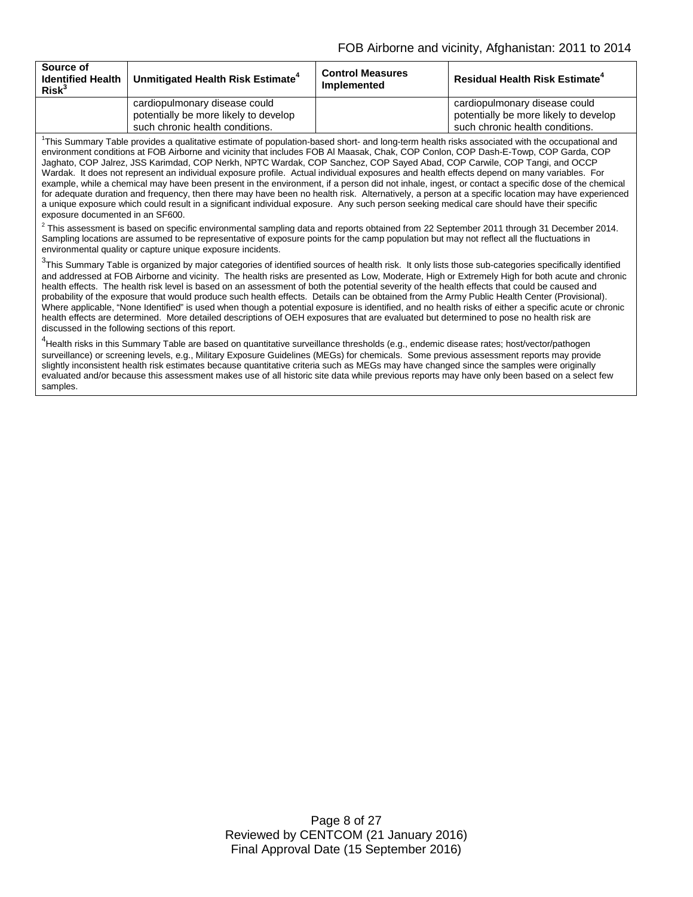| Source of Identified Health Risk[3] | Unmitigated Health Risk Estimate[4] | Control Measures Implemented | Residual Health Risk Estimate[4] |
|---|---|---|---|
| | cardiopulmonary disease could potentially be more likely to develop such chronic health conditions. | | cardiopulmonary disease could potentially be more likely to develop such chronic health conditions. |

[1]This Summary Table provides a qualitative estimate of population-based short- and long-term health risks associated with the occupational and environment conditions at FOB Airborne and vicinity that includes FOB Al Maasak, Chak, COP Conlon, COP Dash-E-Towp, COP Garda, COP Jaghato, COP Jalrez, JSS Karimdad, COP Nerkh, NPTC Wardak, COP Sanchez, COP Sayed Abad, COP Carwile, COP Tangi, and OCCP Wardak. It does not represent an individual exposure profile. Actual individual exposures and health effects depend on many variables. For example, while a chemical may have been present in the environment, if a person did not inhale, ingest, or contact a specific dose of the chemical for adequate duration and frequency, then there may have been no health risk. Alternatively, a person at a specific location may have experienced a unique exposure which could result in a significant individual exposure. Any such person seeking medical care should have their specific exposure documented in an SF600.

[2] This assessment is based on specific environmental sampling data and reports obtained from 22 September 2011 through 31 December 2014. Sampling locations are assumed to be representative of exposure points for the camp population but may not reflect all the fluctuations in environmental quality or capture unique exposure incidents.

[3]This Summary Table is organized by major categories of identified sources of health risk. It only lists those sub-categories specifically identified and addressed at FOB Airborne and vicinity. The health risks are presented as Low, Moderate, High or Extremely High for both acute and chronic health effects. The health risk level is based on an assessment of both the potential severity of the health effects that could be caused and probability of the exposure that would produce such health effects. Details can be obtained from the Army Public Health Center (Provisional). Where applicable, "None Identified" is used when though a potential exposure is identified, and no health risks of either a specific acute or chronic health effects are determined. More detailed descriptions of OEH exposures that are evaluated but determined to pose no health risk are discussed in the following sections of this report.

[4]Health risks in this Summary Table are based on quantitative surveillance thresholds (e.g., endemic disease rates; host/vector/pathogen surveillance) or screening levels, e.g., Military Exposure Guidelines (MEGs) for chemicals. Some previous assessment reports may provide slightly inconsistent health risk estimates because quantitative criteria such as MEGs may have changed since the samples were originally evaluated and/or because this assessment makes use of all historic site data while previous reports may have only been based on a select few samples.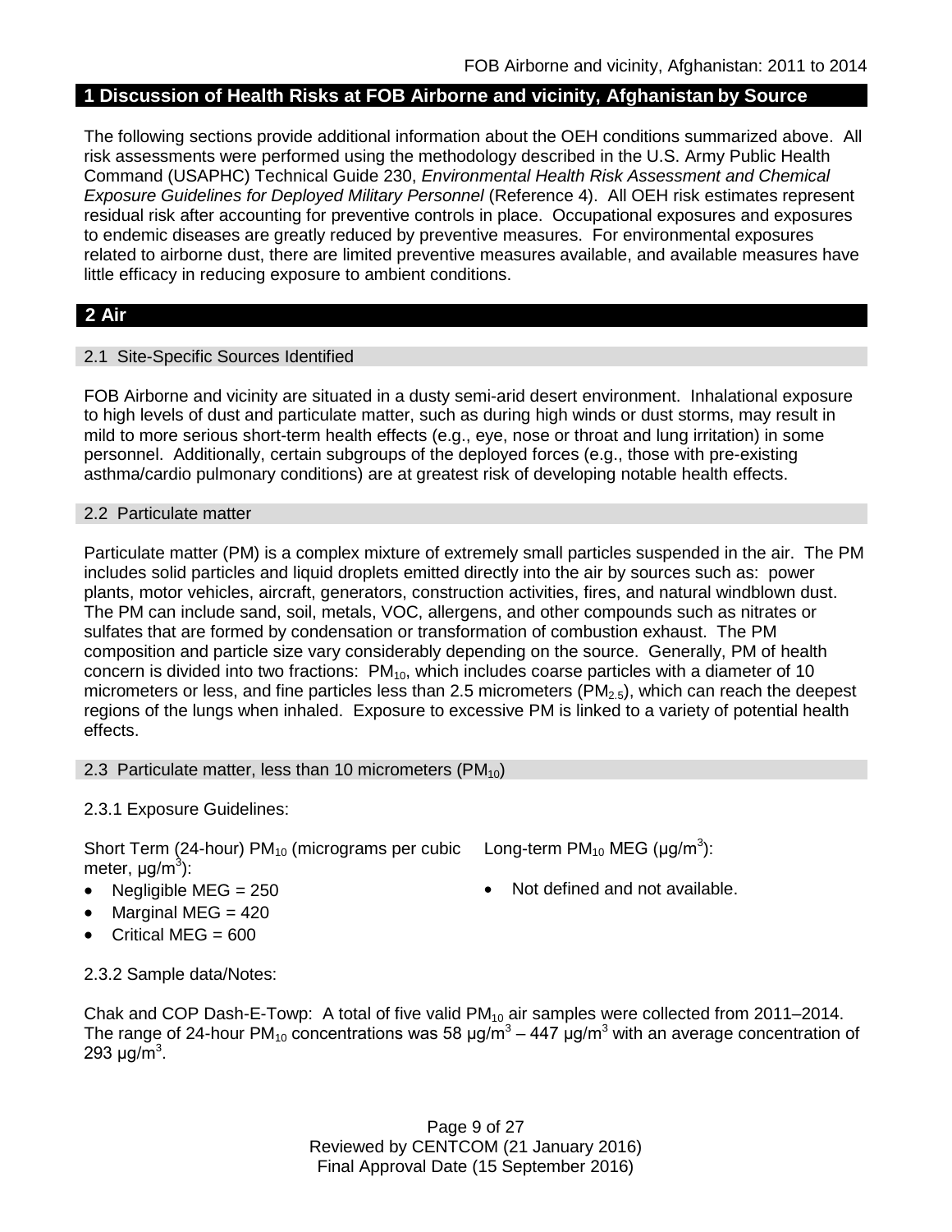## 1 Discussion of Health Risks at FOB Airborne and vicinity, Afghanistan by Source

The following sections provide additional information about the OEH conditions summarized above. All risk assessments were performed using the methodology described in the U.S. Army Public Health Command (USAPHC) Technical Guide 230, *Environmental Health Risk Assessment and Chemical Exposure Guidelines for Deployed Military Personnel* (Reference 4). All OEH risk estimates represent residual risk after accounting for preventive controls in place. Occupational exposures and exposures to endemic diseases are greatly reduced by preventive measures. For environmental exposures related to airborne dust, there are limited preventive measures available, and available measures have little efficacy in reducing exposure to ambient conditions.

## 2 Air

### 2.1 Site-Specific Sources Identified

FOB Airborne and vicinity are situated in a dusty semi-arid desert environment. Inhalational exposure to high levels of dust and particulate matter, such as during high winds or dust storms, may result in mild to more serious short-term health effects (e.g., eye, nose or throat and lung irritation) in some personnel. Additionally, certain subgroups of the deployed forces (e.g., those with pre-existing asthma/cardio pulmonary conditions) are at greatest risk of developing notable health effects.

### 2.2 Particulate matter

Particulate matter (PM) is a complex mixture of extremely small particles suspended in the air. The PM includes solid particles and liquid droplets emitted directly into the air by sources such as: power plants, motor vehicles, aircraft, generators, construction activities, fires, and natural windblown dust. The PM can include sand, soil, metals, VOC, allergens, and other compounds such as nitrates or sulfates that are formed by condensation or transformation of combustion exhaust. The PM composition and particle size vary considerably depending on the source. Generally, PM of health concern is divided into two fractions: $PM_{10}$, which includes coarse particles with a diameter of 10 micrometers or less, and fine particles less than 2.5 micrometers ($PM_{2.5}$), which can reach the deepest regions of the lungs when inhaled. Exposure to excessive PM is linked to a variety of potential health effects.

### 2.3 Particulate matter, less than 10 micrometers ($PM_{10}$)

2.3.1 Exposure Guidelines:

Short Term (24-hour) $PM_{10}$ (micrograms per cubic meter, μg/m$^3$):

- Negligible MEG = 250
- Marginal MEG = 420
- Critical MEG = 600

Long-term $PM_{10}$ MEG (μg/m$^3$):

- Not defined and not available.

2.3.2 Sample data/Notes:

Chak and COP Dash-E-Towp: A total of five valid $PM_{10}$ air samples were collected from 2011–2014. The range of 24-hour $PM_{10}$ concentrations was 58 μg/m$^3$ – 447 μg/m$^3$ with an average concentration of 293 μg/m$^3$.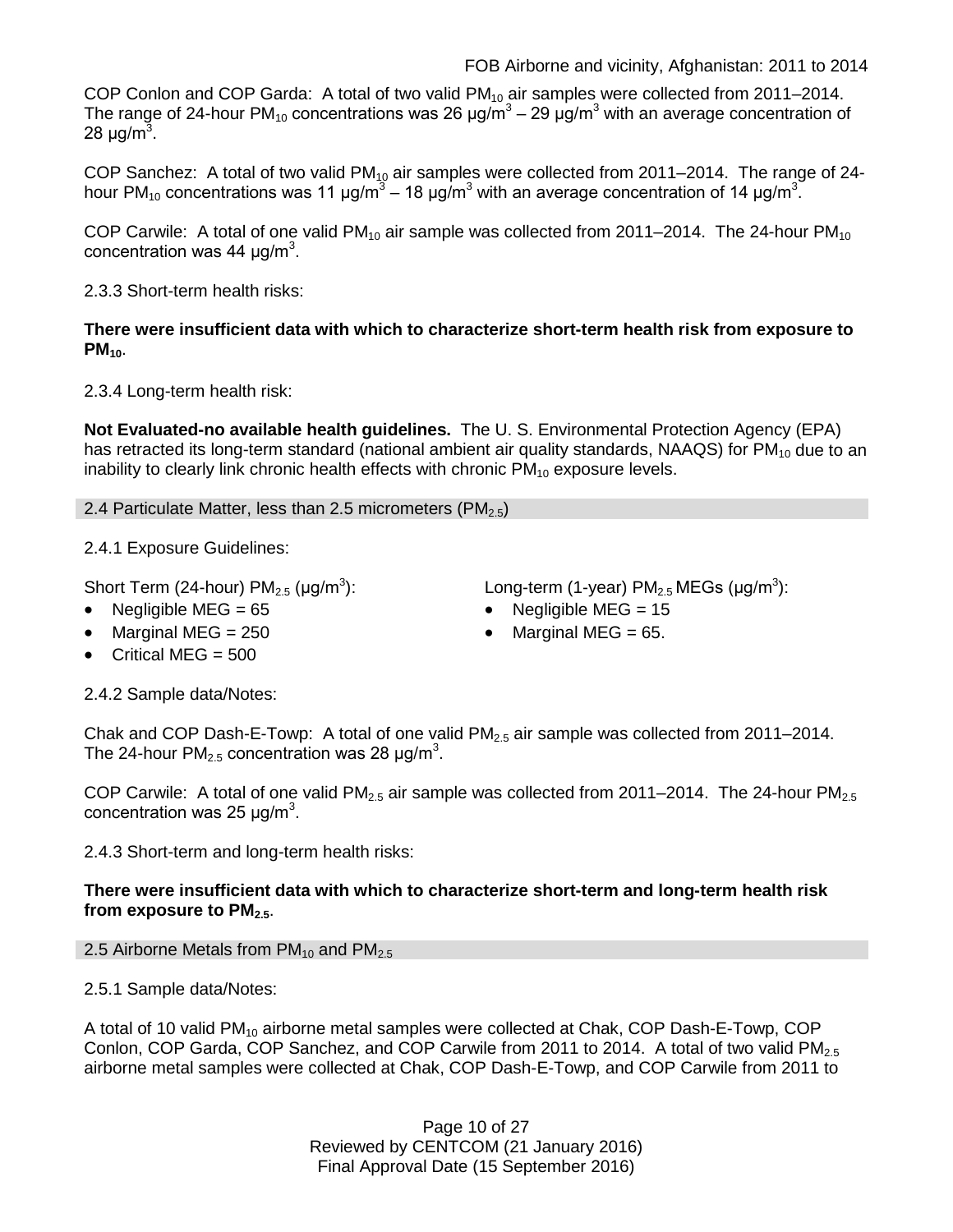COP Conlon and COP Garda: A total of two valid $PM_{10}$ air samples were collected from 2011–2014. The range of 24-hour $PM_{10}$ concentrations was 26 $\mu g/m^3$ – 29 $\mu g/m^3$ with an average concentration of 28 $\mu g/m^3$.

COP Sanchez: A total of two valid $PM_{10}$ air samples were collected from 2011–2014. The range of 24-hour $PM_{10}$ concentrations was 11 $\mu g/m^3$ – 18 $\mu g/m^3$ with an average concentration of 14 $\mu g/m^3$.

COP Carwile: A total of one valid $PM_{10}$ air sample was collected from 2011–2014. The 24-hour $PM_{10}$ concentration was 44 $\mu g/m^3$.

2.3.3 Short-term health risks:

**There were insufficient data with which to characterize short-term health risk from exposure to $PM_{10}$.**

2.3.4 Long-term health risk:

**Not Evaluated-no available health guidelines.** The U. S. Environmental Protection Agency (EPA) has retracted its long-term standard (national ambient air quality standards, NAAQS) for $PM_{10}$ due to an inability to clearly link chronic health effects with chronic $PM_{10}$ exposure levels.

## 2.4 Particulate Matter, less than 2.5 micrometers ($PM_{2.5}$)

2.4.1 Exposure Guidelines:

Short Term (24-hour) $PM_{2.5}$ ($\mu g/m^3$):

- Negligible MEG = 65
- Marginal MEG = 250
- Critical MEG = 500

Long-term (1-year) $PM_{2.5}$ MEGs ($\mu g/m^3$):

- Negligible MEG = 15
- Marginal MEG = 65.

2.4.2 Sample data/Notes:

Chak and COP Dash-E-Towp: A total of one valid $PM_{2.5}$ air sample was collected from 2011–2014. The 24-hour $PM_{2.5}$ concentration was 28 $\mu g/m^3$.

COP Carwile: A total of one valid $PM_{2.5}$ air sample was collected from 2011–2014. The 24-hour $PM_{2.5}$ concentration was 25 $\mu g/m^3$.

2.4.3 Short-term and long-term health risks:

**There were insufficient data with which to characterize short-term and long-term health risk from exposure to $PM_{2.5}$.**

## 2.5 Airborne Metals from $PM_{10}$ and $PM_{2.5}$

2.5.1 Sample data/Notes:

A total of 10 valid $PM_{10}$ airborne metal samples were collected at Chak, COP Dash-E-Towp, COP Conlon, COP Garda, COP Sanchez, and COP Carwile from 2011 to 2014. A total of two valid $PM_{2.5}$ airborne metal samples were collected at Chak, COP Dash-E-Towp, and COP Carwile from 2011 to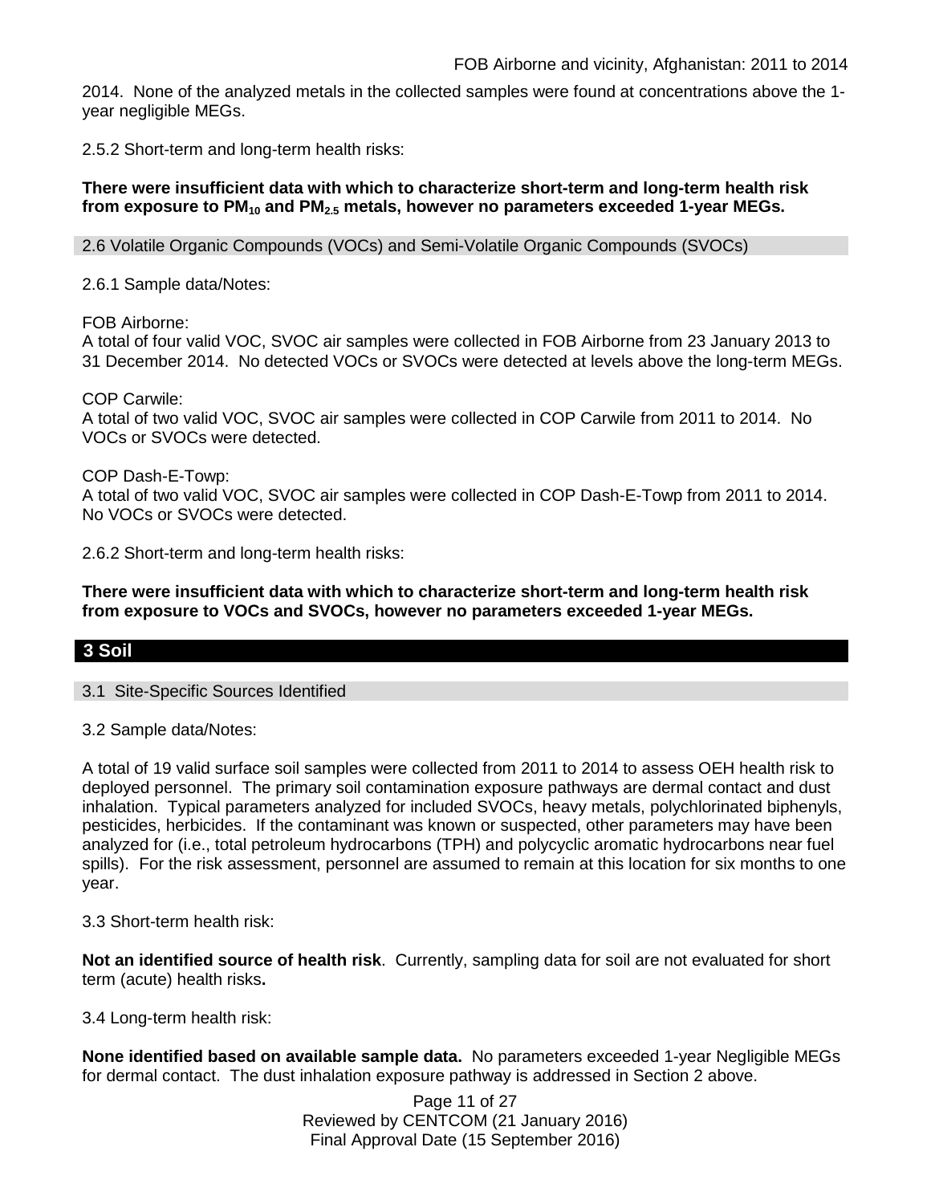2014. None of the analyzed metals in the collected samples were found at concentrations above the 1-year negligible MEGs.

2.5.2 Short-term and long-term health risks:

**There were insufficient data with which to characterize short-term and long-term health risk from exposure to $PM_{10}$ and $PM_{2.5}$ metals, however no parameters exceeded 1-year MEGs.**

### 2.6 Volatile Organic Compounds (VOCs) and Semi-Volatile Organic Compounds (SVOCs)

2.6.1 Sample data/Notes:

FOB Airborne:
A total of four valid VOC, SVOC air samples were collected in FOB Airborne from 23 January 2013 to 31 December 2014. No detected VOCs or SVOCs were detected at levels above the long-term MEGs.

COP Carwile:
A total of two valid VOC, SVOC air samples were collected in COP Carwile from 2011 to 2014. No VOCs or SVOCs were detected.

COP Dash-E-Towp:
A total of two valid VOC, SVOC air samples were collected in COP Dash-E-Towp from 2011 to 2014. No VOCs or SVOCs were detected.

2.6.2 Short-term and long-term health risks:

**There were insufficient data with which to characterize short-term and long-term health risk from exposure to VOCs and SVOCs, however no parameters exceeded 1-year MEGs.**

## 3 Soil

### 3.1 Site-Specific Sources Identified

3.2 Sample data/Notes:

A total of 19 valid surface soil samples were collected from 2011 to 2014 to assess OEH health risk to deployed personnel. The primary soil contamination exposure pathways are dermal contact and dust inhalation. Typical parameters analyzed for included SVOCs, heavy metals, polychlorinated biphenyls, pesticides, herbicides. If the contaminant was known or suspected, other parameters may have been analyzed for (i.e., total petroleum hydrocarbons (TPH) and polycyclic aromatic hydrocarbons near fuel spills). For the risk assessment, personnel are assumed to remain at this location for six months to one year.

3.3 Short-term health risk:

**Not an identified source of health risk**. Currently, sampling data for soil are not evaluated for short term (acute) health risks**.**

3.4 Long-term health risk:

**None identified based on available sample data.** No parameters exceeded 1-year Negligible MEGs for dermal contact. The dust inhalation exposure pathway is addressed in Section 2 above.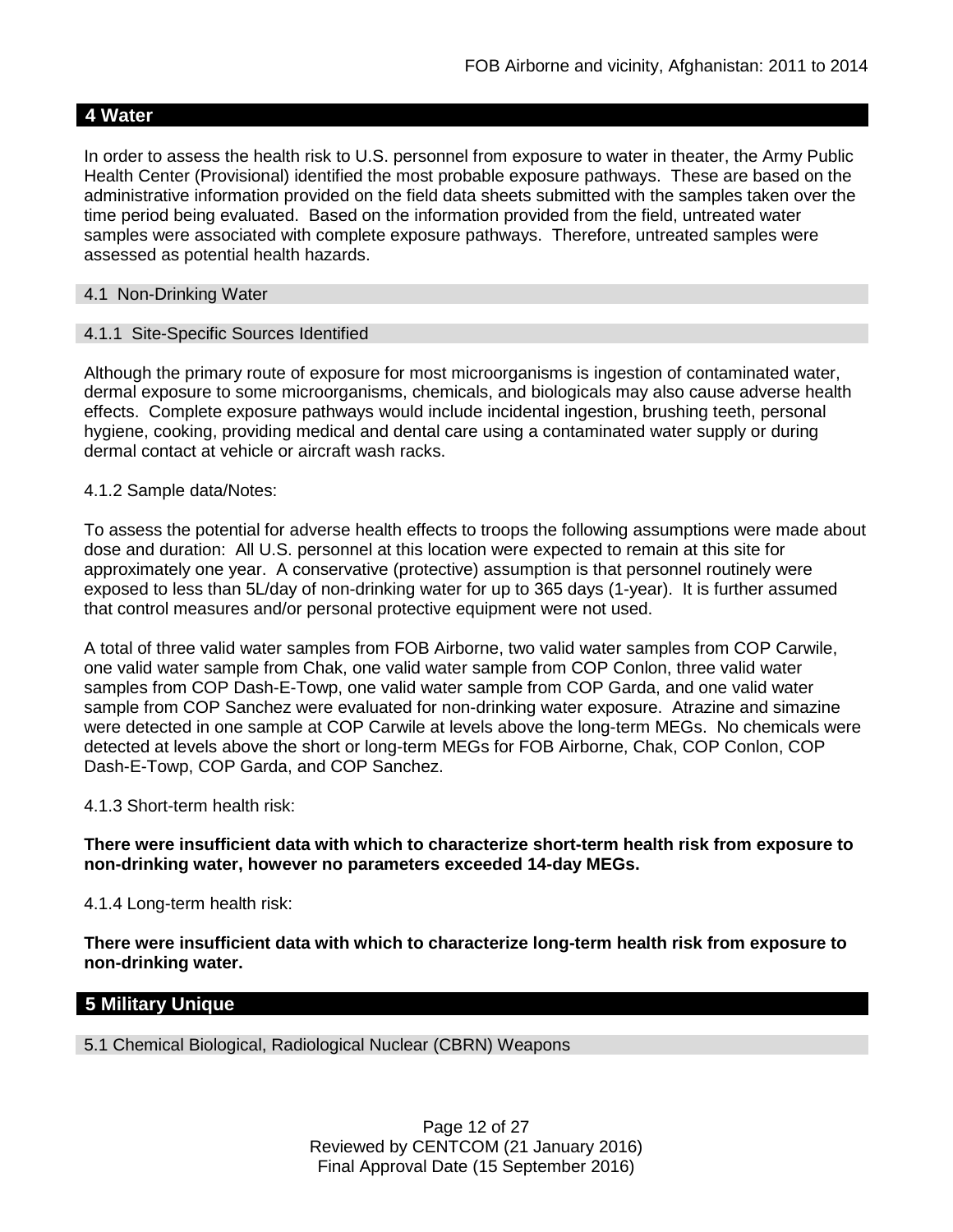## 4 Water

In order to assess the health risk to U.S. personnel from exposure to water in theater, the Army Public Health Center (Provisional) identified the most probable exposure pathways. These are based on the administrative information provided on the field data sheets submitted with the samples taken over the time period being evaluated. Based on the information provided from the field, untreated water samples were associated with complete exposure pathways. Therefore, untreated samples were assessed as potential health hazards.

### 4.1 Non-Drinking Water

#### 4.1.1 Site-Specific Sources Identified

Although the primary route of exposure for most microorganisms is ingestion of contaminated water, dermal exposure to some microorganisms, chemicals, and biologicals may also cause adverse health effects. Complete exposure pathways would include incidental ingestion, brushing teeth, personal hygiene, cooking, providing medical and dental care using a contaminated water supply or during dermal contact at vehicle or aircraft wash racks.

4.1.2 Sample data/Notes:

To assess the potential for adverse health effects to troops the following assumptions were made about dose and duration: All U.S. personnel at this location were expected to remain at this site for approximately one year. A conservative (protective) assumption is that personnel routinely were exposed to less than 5L/day of non-drinking water for up to 365 days (1-year). It is further assumed that control measures and/or personal protective equipment were not used.

A total of three valid water samples from FOB Airborne, two valid water samples from COP Carwile, one valid water sample from Chak, one valid water sample from COP Conlon, three valid water samples from COP Dash-E-Towp, one valid water sample from COP Garda, and one valid water sample from COP Sanchez were evaluated for non-drinking water exposure. Atrazine and simazine were detected in one sample at COP Carwile at levels above the long-term MEGs. No chemicals were detected at levels above the short or long-term MEGs for FOB Airborne, Chak, COP Conlon, COP Dash-E-Towp, COP Garda, and COP Sanchez.

4.1.3 Short-term health risk:

**There were insufficient data with which to characterize short-term health risk from exposure to non-drinking water, however no parameters exceeded 14-day MEGs.**

4.1.4 Long-term health risk:

**There were insufficient data with which to characterize long-term health risk from exposure to non-drinking water.**

## 5 Military Unique

### 5.1 Chemical Biological, Radiological Nuclear (CBRN) Weapons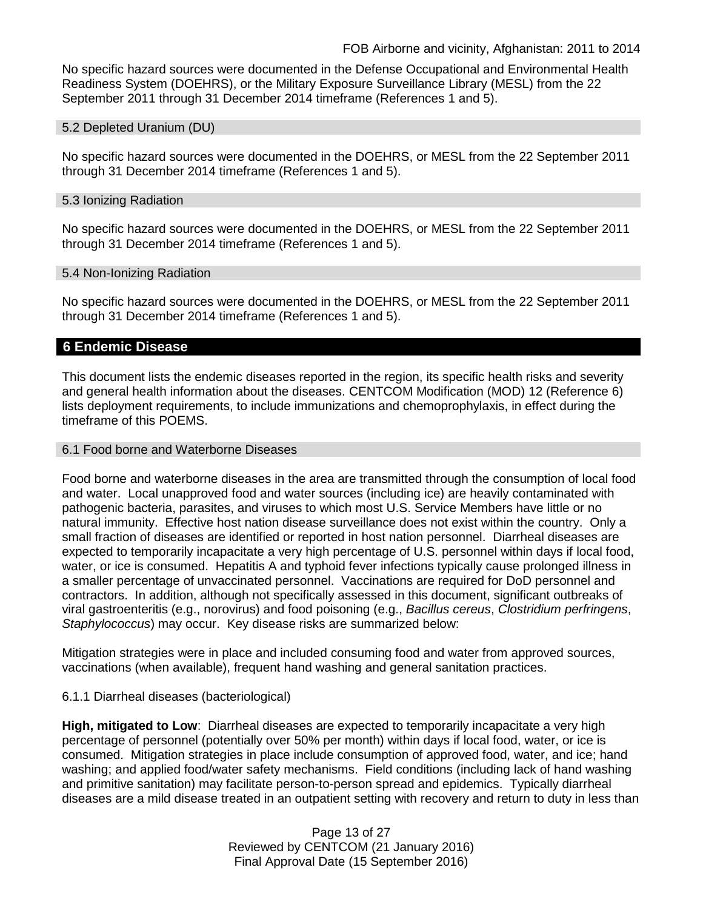No specific hazard sources were documented in the Defense Occupational and Environmental Health Readiness System (DOEHRS), or the Military Exposure Surveillance Library (MESL) from the 22 September 2011 through 31 December 2014 timeframe (References 1 and 5).

### 5.2 Depleted Uranium (DU)

No specific hazard sources were documented in the DOEHRS, or MESL from the 22 September 2011 through 31 December 2014 timeframe (References 1 and 5).

### 5.3 Ionizing Radiation

No specific hazard sources were documented in the DOEHRS, or MESL from the 22 September 2011 through 31 December 2014 timeframe (References 1 and 5).

### 5.4 Non-Ionizing Radiation

No specific hazard sources were documented in the DOEHRS, or MESL from the 22 September 2011 through 31 December 2014 timeframe (References 1 and 5).

## 6 Endemic Disease

This document lists the endemic diseases reported in the region, its specific health risks and severity and general health information about the diseases. CENTCOM Modification (MOD) 12 (Reference 6) lists deployment requirements, to include immunizations and chemoprophylaxis, in effect during the timeframe of this POEMS.

### 6.1 Food borne and Waterborne Diseases

Food borne and waterborne diseases in the area are transmitted through the consumption of local food and water. Local unapproved food and water sources (including ice) are heavily contaminated with pathogenic bacteria, parasites, and viruses to which most U.S. Service Members have little or no natural immunity. Effective host nation disease surveillance does not exist within the country. Only a small fraction of diseases are identified or reported in host nation personnel. Diarrheal diseases are expected to temporarily incapacitate a very high percentage of U.S. personnel within days if local food, water, or ice is consumed. Hepatitis A and typhoid fever infections typically cause prolonged illness in a smaller percentage of unvaccinated personnel. Vaccinations are required for DoD personnel and contractors. In addition, although not specifically assessed in this document, significant outbreaks of viral gastroenteritis (e.g., norovirus) and food poisoning (e.g., *Bacillus cereus*, *Clostridium perfringens*, *Staphylococcus*) may occur. Key disease risks are summarized below:

Mitigation strategies were in place and included consuming food and water from approved sources, vaccinations (when available), frequent hand washing and general sanitation practices.

#### 6.1.1 Diarrheal diseases (bacteriological)

**High, mitigated to Low**: Diarrheal diseases are expected to temporarily incapacitate a very high percentage of personnel (potentially over 50% per month) within days if local food, water, or ice is consumed. Mitigation strategies in place include consumption of approved food, water, and ice; hand washing; and applied food/water safety mechanisms. Field conditions (including lack of hand washing and primitive sanitation) may facilitate person-to-person spread and epidemics. Typically diarrheal diseases are a mild disease treated in an outpatient setting with recovery and return to duty in less than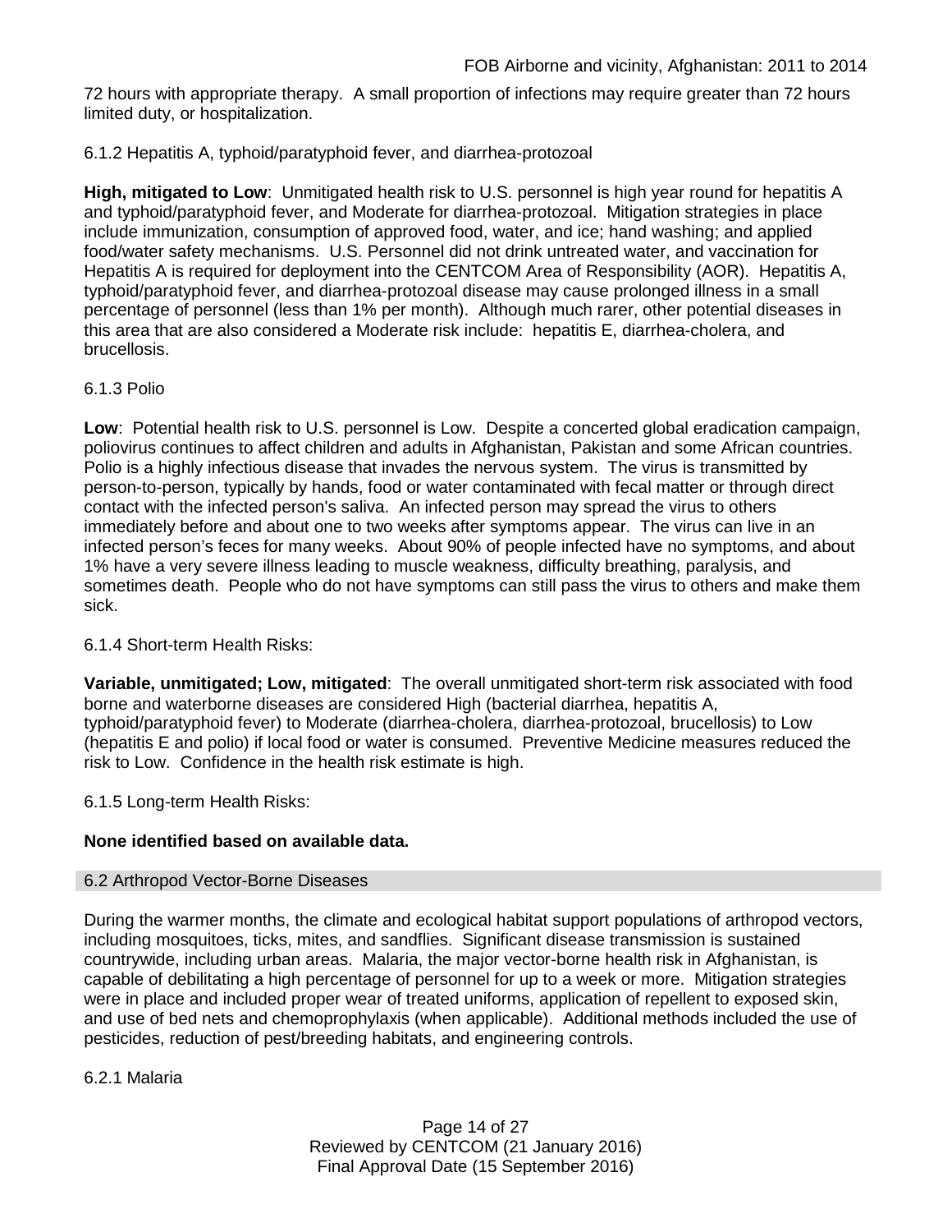72 hours with appropriate therapy. A small proportion of infections may require greater than 72 hours limited duty, or hospitalization.

#### 6.1.2 Hepatitis A, typhoid/paratyphoid fever, and diarrhea-protozoal

**High, mitigated to Low**: Unmitigated health risk to U.S. personnel is high year round for hepatitis A and typhoid/paratyphoid fever, and Moderate for diarrhea-protozoal. Mitigation strategies in place include immunization, consumption of approved food, water, and ice; hand washing; and applied food/water safety mechanisms. U.S. Personnel did not drink untreated water, and vaccination for Hepatitis A is required for deployment into the CENTCOM Area of Responsibility (AOR). Hepatitis A, typhoid/paratyphoid fever, and diarrhea-protozoal disease may cause prolonged illness in a small percentage of personnel (less than 1% per month). Although much rarer, other potential diseases in this area that are also considered a Moderate risk include: hepatitis E, diarrhea-cholera, and brucellosis.

#### 6.1.3 Polio

**Low**: Potential health risk to U.S. personnel is Low. Despite a concerted global eradication campaign, poliovirus continues to affect children and adults in Afghanistan, Pakistan and some African countries. Polio is a highly infectious disease that invades the nervous system. The virus is transmitted by person-to-person, typically by hands, food or water contaminated with fecal matter or through direct contact with the infected person's saliva. An infected person may spread the virus to others immediately before and about one to two weeks after symptoms appear. The virus can live in an infected person's feces for many weeks. About 90% of people infected have no symptoms, and about 1% have a very severe illness leading to muscle weakness, difficulty breathing, paralysis, and sometimes death. People who do not have symptoms can still pass the virus to others and make them sick.

#### 6.1.4 Short-term Health Risks:

**Variable, unmitigated; Low, mitigated**: The overall unmitigated short-term risk associated with food borne and waterborne diseases are considered High (bacterial diarrhea, hepatitis A, typhoid/paratyphoid fever) to Moderate (diarrhea-cholera, diarrhea-protozoal, brucellosis) to Low (hepatitis E and polio) if local food or water is consumed. Preventive Medicine measures reduced the risk to Low. Confidence in the health risk estimate is high.

#### 6.1.5 Long-term Health Risks:

**None identified based on available data.**

### 6.2 Arthropod Vector-Borne Diseases

During the warmer months, the climate and ecological habitat support populations of arthropod vectors, including mosquitoes, ticks, mites, and sandflies. Significant disease transmission is sustained countrywide, including urban areas. Malaria, the major vector-borne health risk in Afghanistan, is capable of debilitating a high percentage of personnel for up to a week or more. Mitigation strategies were in place and included proper wear of treated uniforms, application of repellent to exposed skin, and use of bed nets and chemoprophylaxis (when applicable). Additional methods included the use of pesticides, reduction of pest/breeding habitats, and engineering controls.

#### 6.2.1 Malaria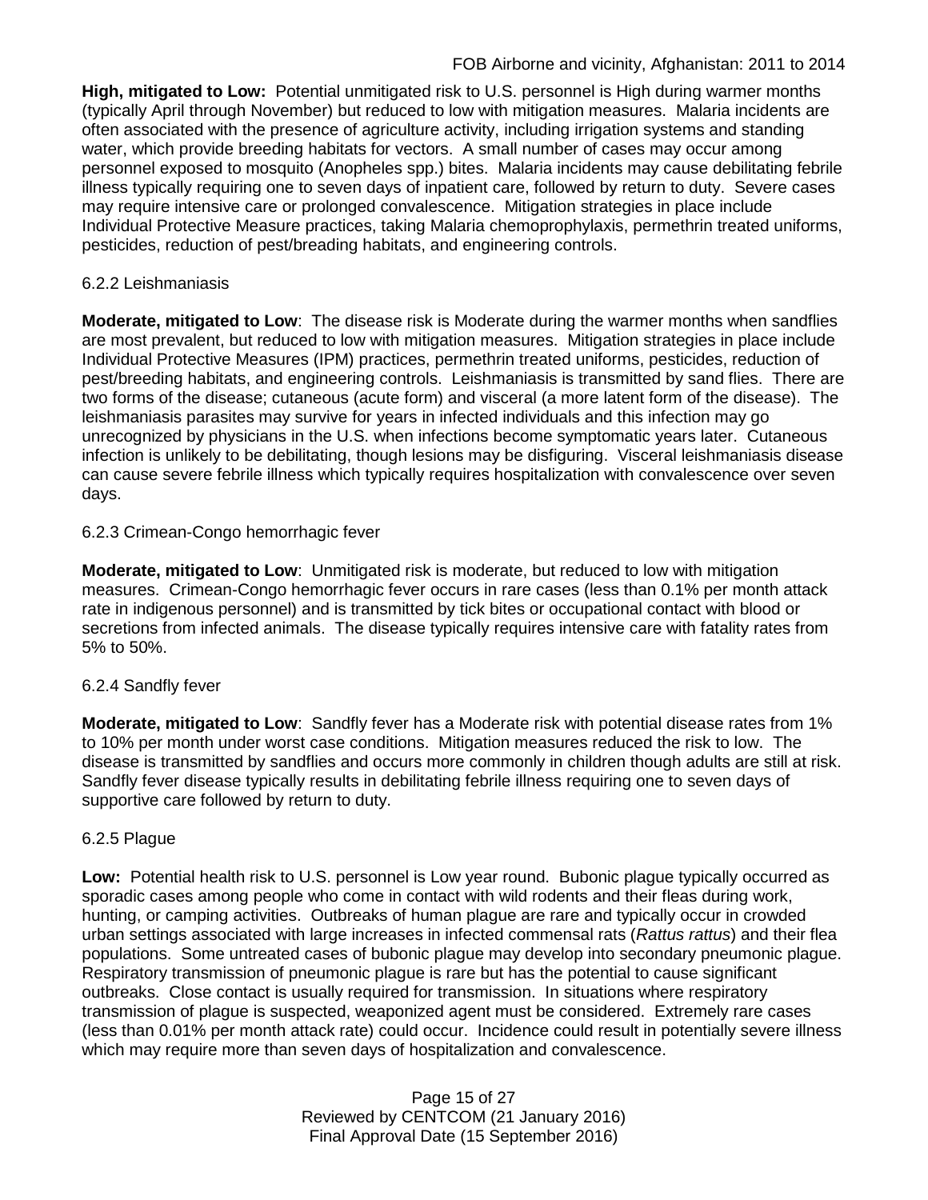**High, mitigated to Low:** Potential unmitigated risk to U.S. personnel is High during warmer months (typically April through November) but reduced to low with mitigation measures. Malaria incidents are often associated with the presence of agriculture activity, including irrigation systems and standing water, which provide breeding habitats for vectors. A small number of cases may occur among personnel exposed to mosquito (Anopheles spp.) bites. Malaria incidents may cause debilitating febrile illness typically requiring one to seven days of inpatient care, followed by return to duty. Severe cases may require intensive care or prolonged convalescence. Mitigation strategies in place include Individual Protective Measure practices, taking Malaria chemoprophylaxis, permethrin treated uniforms, pesticides, reduction of pest/breading habitats, and engineering controls.

6.2.2 Leishmaniasis

**Moderate, mitigated to Low**: The disease risk is Moderate during the warmer months when sandflies are most prevalent, but reduced to low with mitigation measures. Mitigation strategies in place include Individual Protective Measures (IPM) practices, permethrin treated uniforms, pesticides, reduction of pest/breeding habitats, and engineering controls. Leishmaniasis is transmitted by sand flies. There are two forms of the disease; cutaneous (acute form) and visceral (a more latent form of the disease). The leishmaniasis parasites may survive for years in infected individuals and this infection may go unrecognized by physicians in the U.S. when infections become symptomatic years later. Cutaneous infection is unlikely to be debilitating, though lesions may be disfiguring. Visceral leishmaniasis disease can cause severe febrile illness which typically requires hospitalization with convalescence over seven days.

6.2.3 Crimean-Congo hemorrhagic fever

**Moderate, mitigated to Low**: Unmitigated risk is moderate, but reduced to low with mitigation measures. Crimean-Congo hemorrhagic fever occurs in rare cases (less than 0.1% per month attack rate in indigenous personnel) and is transmitted by tick bites or occupational contact with blood or secretions from infected animals. The disease typically requires intensive care with fatality rates from 5% to 50%.

6.2.4 Sandfly fever

**Moderate, mitigated to Low**: Sandfly fever has a Moderate risk with potential disease rates from 1% to 10% per month under worst case conditions. Mitigation measures reduced the risk to low. The disease is transmitted by sandflies and occurs more commonly in children though adults are still at risk. Sandfly fever disease typically results in debilitating febrile illness requiring one to seven days of supportive care followed by return to duty.

6.2.5 Plague

**Low:** Potential health risk to U.S. personnel is Low year round. Bubonic plague typically occurred as sporadic cases among people who come in contact with wild rodents and their fleas during work, hunting, or camping activities. Outbreaks of human plague are rare and typically occur in crowded urban settings associated with large increases in infected commensal rats (*Rattus rattus*) and their flea populations. Some untreated cases of bubonic plague may develop into secondary pneumonic plague. Respiratory transmission of pneumonic plague is rare but has the potential to cause significant outbreaks. Close contact is usually required for transmission. In situations where respiratory transmission of plague is suspected, weaponized agent must be considered. Extremely rare cases (less than 0.01% per month attack rate) could occur. Incidence could result in potentially severe illness which may require more than seven days of hospitalization and convalescence.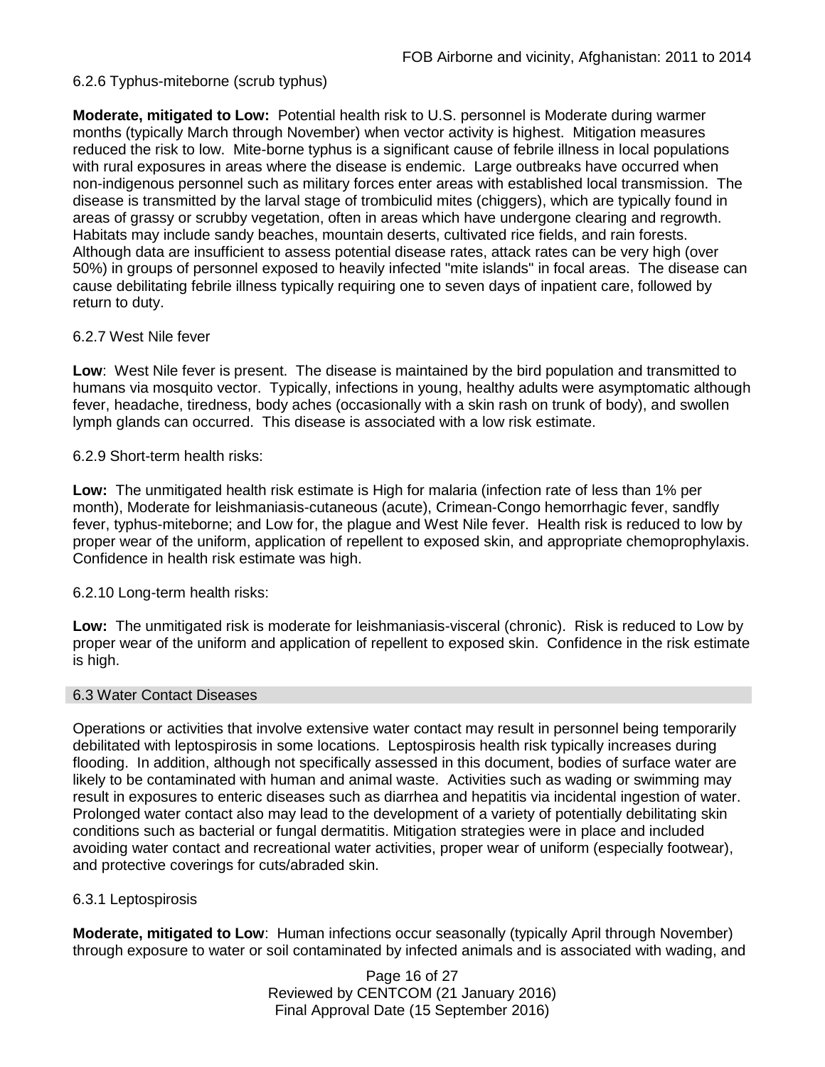### 6.2.6 Typhus-miteborne (scrub typhus)

**Moderate, mitigated to Low:** Potential health risk to U.S. personnel is Moderate during warmer months (typically March through November) when vector activity is highest. Mitigation measures reduced the risk to low. Mite-borne typhus is a significant cause of febrile illness in local populations with rural exposures in areas where the disease is endemic. Large outbreaks have occurred when non-indigenous personnel such as military forces enter areas with established local transmission. The disease is transmitted by the larval stage of trombiculid mites (chiggers), which are typically found in areas of grassy or scrubby vegetation, often in areas which have undergone clearing and regrowth. Habitats may include sandy beaches, mountain deserts, cultivated rice fields, and rain forests. Although data are insufficient to assess potential disease rates, attack rates can be very high (over 50%) in groups of personnel exposed to heavily infected "mite islands" in focal areas. The disease can cause debilitating febrile illness typically requiring one to seven days of inpatient care, followed by return to duty.

### 6.2.7 West Nile fever

**Low**: West Nile fever is present. The disease is maintained by the bird population and transmitted to humans via mosquito vector. Typically, infections in young, healthy adults were asymptomatic although fever, headache, tiredness, body aches (occasionally with a skin rash on trunk of body), and swollen lymph glands can occurred. This disease is associated with a low risk estimate.

### 6.2.9 Short-term health risks:

**Low:** The unmitigated health risk estimate is High for malaria (infection rate of less than 1% per month), Moderate for leishmaniasis-cutaneous (acute), Crimean-Congo hemorrhagic fever, sandfly fever, typhus-miteborne; and Low for, the plague and West Nile fever. Health risk is reduced to low by proper wear of the uniform, application of repellent to exposed skin, and appropriate chemoprophylaxis. Confidence in health risk estimate was high.

### 6.2.10 Long-term health risks:

**Low:** The unmitigated risk is moderate for leishmaniasis-visceral (chronic). Risk is reduced to Low by proper wear of the uniform and application of repellent to exposed skin. Confidence in the risk estimate is high.

## 6.3 Water Contact Diseases

Operations or activities that involve extensive water contact may result in personnel being temporarily debilitated with leptospirosis in some locations. Leptospirosis health risk typically increases during flooding. In addition, although not specifically assessed in this document, bodies of surface water are likely to be contaminated with human and animal waste. Activities such as wading or swimming may result in exposures to enteric diseases such as diarrhea and hepatitis via incidental ingestion of water. Prolonged water contact also may lead to the development of a variety of potentially debilitating skin conditions such as bacterial or fungal dermatitis. Mitigation strategies were in place and included avoiding water contact and recreational water activities, proper wear of uniform (especially footwear), and protective coverings for cuts/abraded skin.

### 6.3.1 Leptospirosis

**Moderate, mitigated to Low**: Human infections occur seasonally (typically April through November) through exposure to water or soil contaminated by infected animals and is associated with wading, and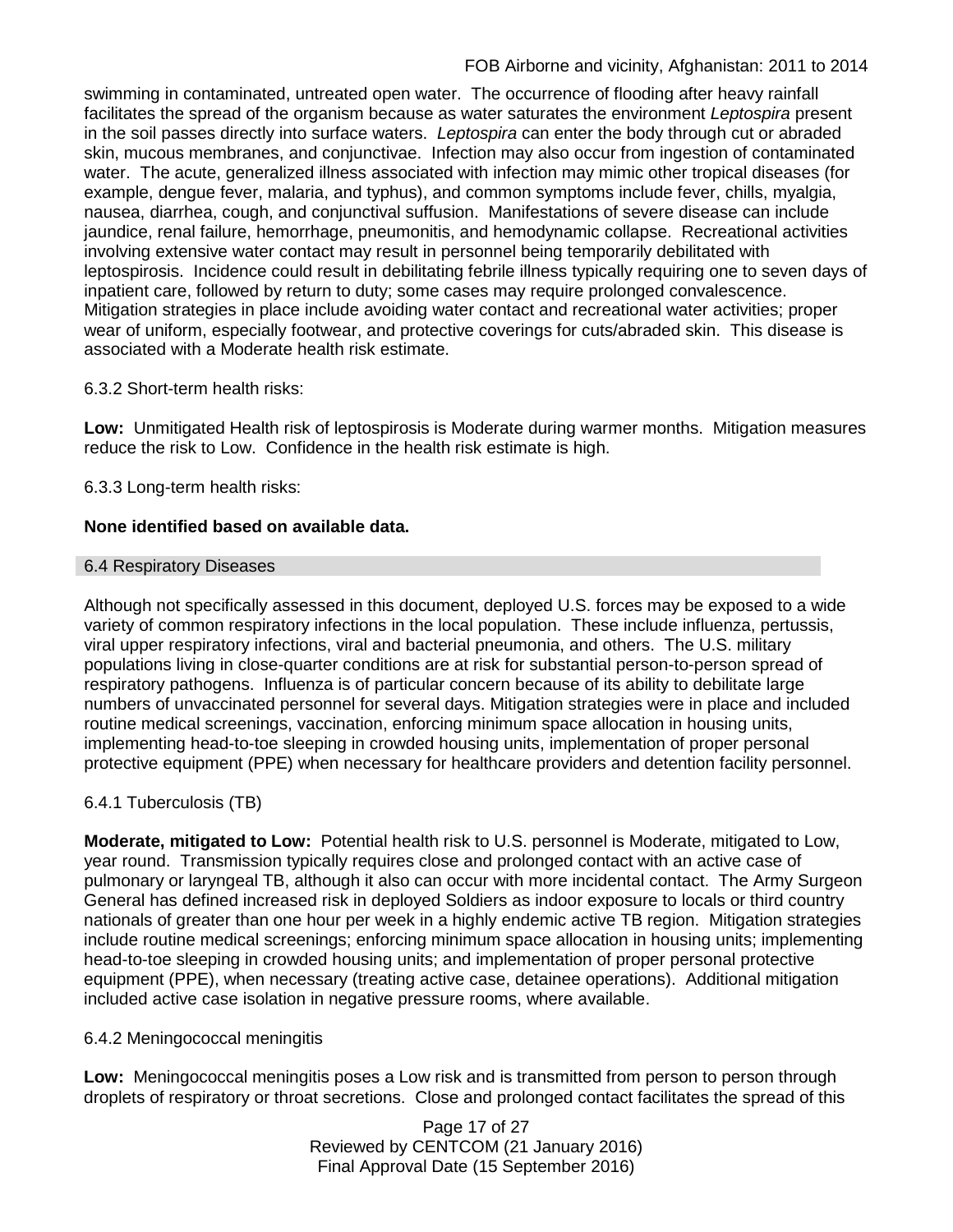swimming in contaminated, untreated open water. The occurrence of flooding after heavy rainfall facilitates the spread of the organism because as water saturates the environment *Leptospira* present in the soil passes directly into surface waters. *Leptospira* can enter the body through cut or abraded skin, mucous membranes, and conjunctivae. Infection may also occur from ingestion of contaminated water. The acute, generalized illness associated with infection may mimic other tropical diseases (for example, dengue fever, malaria, and typhus), and common symptoms include fever, chills, myalgia, nausea, diarrhea, cough, and conjunctival suffusion. Manifestations of severe disease can include jaundice, renal failure, hemorrhage, pneumonitis, and hemodynamic collapse. Recreational activities involving extensive water contact may result in personnel being temporarily debilitated with leptospirosis. Incidence could result in debilitating febrile illness typically requiring one to seven days of inpatient care, followed by return to duty; some cases may require prolonged convalescence. Mitigation strategies in place include avoiding water contact and recreational water activities; proper wear of uniform, especially footwear, and protective coverings for cuts/abraded skin. This disease is associated with a Moderate health risk estimate.

6.3.2 Short-term health risks:

**Low:** Unmitigated Health risk of leptospirosis is Moderate during warmer months. Mitigation measures reduce the risk to Low. Confidence in the health risk estimate is high.

6.3.3 Long-term health risks:

**None identified based on available data.**

### 6.4 Respiratory Diseases

Although not specifically assessed in this document, deployed U.S. forces may be exposed to a wide variety of common respiratory infections in the local population. These include influenza, pertussis, viral upper respiratory infections, viral and bacterial pneumonia, and others. The U.S. military populations living in close-quarter conditions are at risk for substantial person-to-person spread of respiratory pathogens. Influenza is of particular concern because of its ability to debilitate large numbers of unvaccinated personnel for several days. Mitigation strategies were in place and included routine medical screenings, vaccination, enforcing minimum space allocation in housing units, implementing head-to-toe sleeping in crowded housing units, implementation of proper personal protective equipment (PPE) when necessary for healthcare providers and detention facility personnel.

6.4.1 Tuberculosis (TB)

**Moderate, mitigated to Low:** Potential health risk to U.S. personnel is Moderate, mitigated to Low, year round. Transmission typically requires close and prolonged contact with an active case of pulmonary or laryngeal TB, although it also can occur with more incidental contact. The Army Surgeon General has defined increased risk in deployed Soldiers as indoor exposure to locals or third country nationals of greater than one hour per week in a highly endemic active TB region. Mitigation strategies include routine medical screenings; enforcing minimum space allocation in housing units; implementing head-to-toe sleeping in crowded housing units; and implementation of proper personal protective equipment (PPE), when necessary (treating active case, detainee operations). Additional mitigation included active case isolation in negative pressure rooms, where available.

6.4.2 Meningococcal meningitis

**Low:** Meningococcal meningitis poses a Low risk and is transmitted from person to person through droplets of respiratory or throat secretions. Close and prolonged contact facilitates the spread of this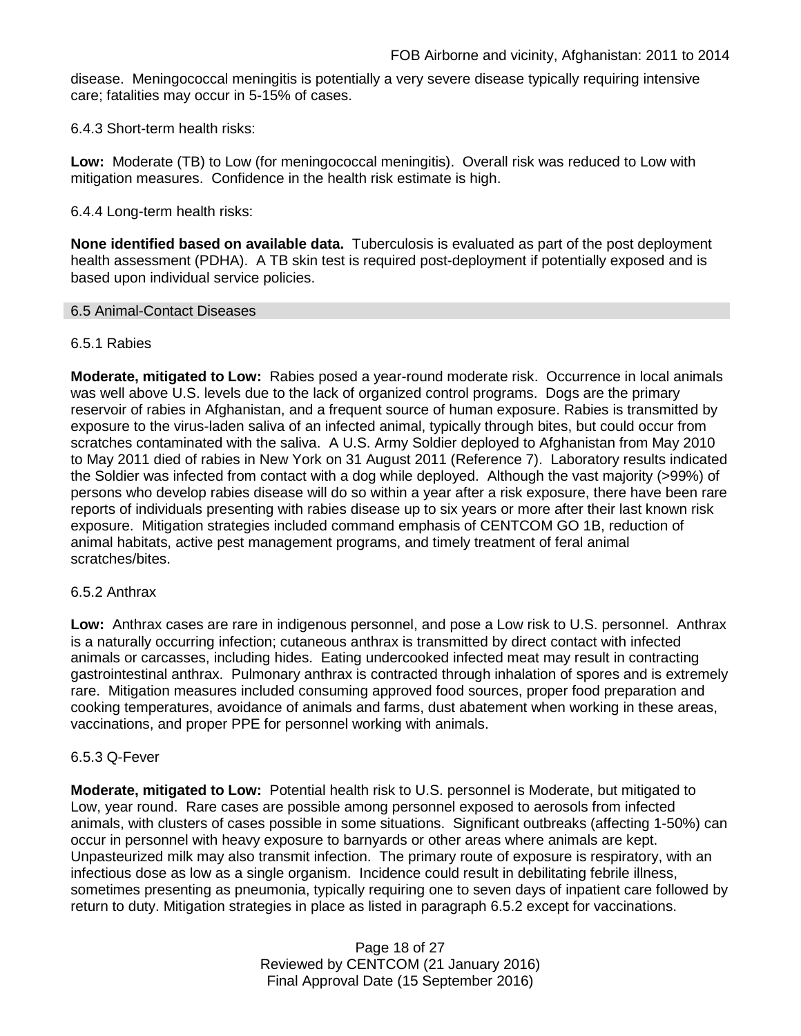disease. Meningococcal meningitis is potentially a very severe disease typically requiring intensive care; fatalities may occur in 5-15% of cases.

6.4.3 Short-term health risks:

**Low:** Moderate (TB) to Low (for meningococcal meningitis). Overall risk was reduced to Low with mitigation measures. Confidence in the health risk estimate is high.

6.4.4 Long-term health risks:

**None identified based on available data.** Tuberculosis is evaluated as part of the post deployment health assessment (PDHA). A TB skin test is required post-deployment if potentially exposed and is based upon individual service policies.

## 6.5 Animal-Contact Diseases

6.5.1 Rabies

**Moderate, mitigated to Low:** Rabies posed a year-round moderate risk. Occurrence in local animals was well above U.S. levels due to the lack of organized control programs. Dogs are the primary reservoir of rabies in Afghanistan, and a frequent source of human exposure. Rabies is transmitted by exposure to the virus-laden saliva of an infected animal, typically through bites, but could occur from scratches contaminated with the saliva. A U.S. Army Soldier deployed to Afghanistan from May 2010 to May 2011 died of rabies in New York on 31 August 2011 (Reference 7). Laboratory results indicated the Soldier was infected from contact with a dog while deployed. Although the vast majority (>99%) of persons who develop rabies disease will do so within a year after a risk exposure, there have been rare reports of individuals presenting with rabies disease up to six years or more after their last known risk exposure. Mitigation strategies included command emphasis of CENTCOM GO 1B, reduction of animal habitats, active pest management programs, and timely treatment of feral animal scratches/bites.

6.5.2 Anthrax

**Low:** Anthrax cases are rare in indigenous personnel, and pose a Low risk to U.S. personnel. Anthrax is a naturally occurring infection; cutaneous anthrax is transmitted by direct contact with infected animals or carcasses, including hides. Eating undercooked infected meat may result in contracting gastrointestinal anthrax. Pulmonary anthrax is contracted through inhalation of spores and is extremely rare. Mitigation measures included consuming approved food sources, proper food preparation and cooking temperatures, avoidance of animals and farms, dust abatement when working in these areas, vaccinations, and proper PPE for personnel working with animals.

6.5.3 Q-Fever

**Moderate, mitigated to Low:** Potential health risk to U.S. personnel is Moderate, but mitigated to Low, year round. Rare cases are possible among personnel exposed to aerosols from infected animals, with clusters of cases possible in some situations. Significant outbreaks (affecting 1-50%) can occur in personnel with heavy exposure to barnyards or other areas where animals are kept. Unpasteurized milk may also transmit infection. The primary route of exposure is respiratory, with an infectious dose as low as a single organism. Incidence could result in debilitating febrile illness, sometimes presenting as pneumonia, typically requiring one to seven days of inpatient care followed by return to duty. Mitigation strategies in place as listed in paragraph 6.5.2 except for vaccinations.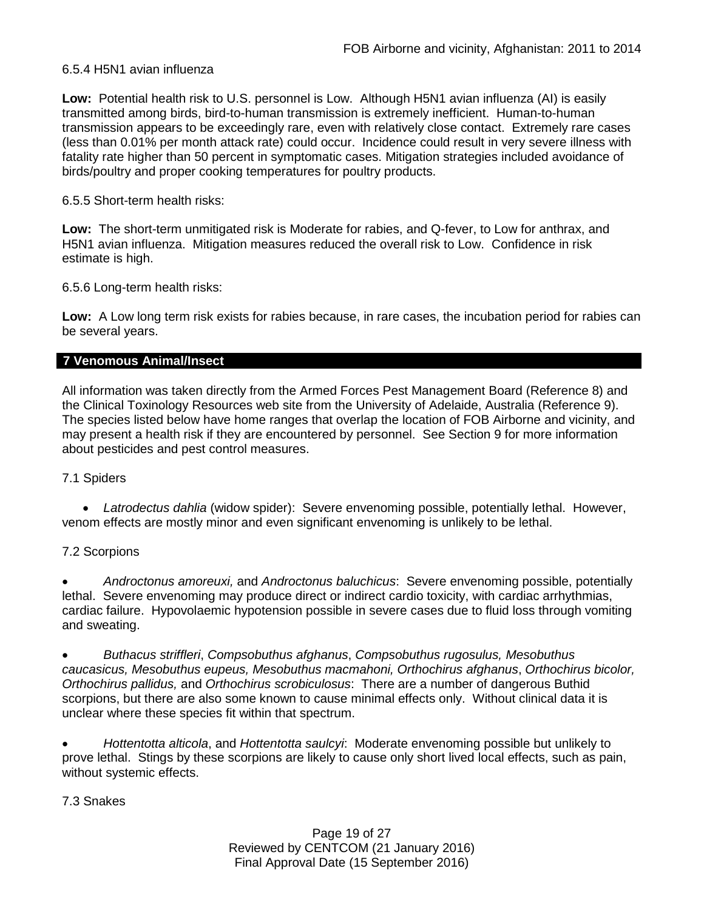6.5.4 H5N1 avian influenza

**Low:** Potential health risk to U.S. personnel is Low. Although H5N1 avian influenza (AI) is easily transmitted among birds, bird-to-human transmission is extremely inefficient. Human-to-human transmission appears to be exceedingly rare, even with relatively close contact. Extremely rare cases (less than 0.01% per month attack rate) could occur. Incidence could result in very severe illness with fatality rate higher than 50 percent in symptomatic cases. Mitigation strategies included avoidance of birds/poultry and proper cooking temperatures for poultry products.

6.5.5 Short-term health risks:

**Low:** The short-term unmitigated risk is Moderate for rabies, and Q-fever, to Low for anthrax, and H5N1 avian influenza. Mitigation measures reduced the overall risk to Low. Confidence in risk estimate is high.

6.5.6 Long-term health risks:

**Low:** A Low long term risk exists for rabies because, in rare cases, the incubation period for rabies can be several years.

## 7 Venomous Animal/Insect

All information was taken directly from the Armed Forces Pest Management Board (Reference 8) and the Clinical Toxinology Resources web site from the University of Adelaide, Australia (Reference 9). The species listed below have home ranges that overlap the location of FOB Airborne and vicinity, and may present a health risk if they are encountered by personnel. See Section 9 for more information about pesticides and pest control measures.

7.1 Spiders

- *Latrodectus dahlia* (widow spider): Severe envenoming possible, potentially lethal. However, venom effects are mostly minor and even significant envenoming is unlikely to be lethal.

7.2 Scorpions

- *Androctonus amoreuxi,* and *Androctonus baluchicus*: Severe envenoming possible, potentially lethal. Severe envenoming may produce direct or indirect cardio toxicity, with cardiac arrhythmias, cardiac failure. Hypovolaemic hypotension possible in severe cases due to fluid loss through vomiting and sweating.

- *Buthacus striffleri*, *Compsobuthus afghanus*, *Compsobuthus rugosulus, Mesobuthus caucasicus, Mesobuthus eupeus, Mesobuthus macmahoni, Orthochirus afghanus*, *Orthochirus bicolor, Orthochirus pallidus,* and *Orthochirus scrobiculosus*: There are a number of dangerous Buthid scorpions, but there are also some known to cause minimal effects only. Without clinical data it is unclear where these species fit within that spectrum.

- *Hottentotta alticola*, and *Hottentotta saulcyi*: Moderate envenoming possible but unlikely to prove lethal. Stings by these scorpions are likely to cause only short lived local effects, such as pain, without systemic effects.

7.3 Snakes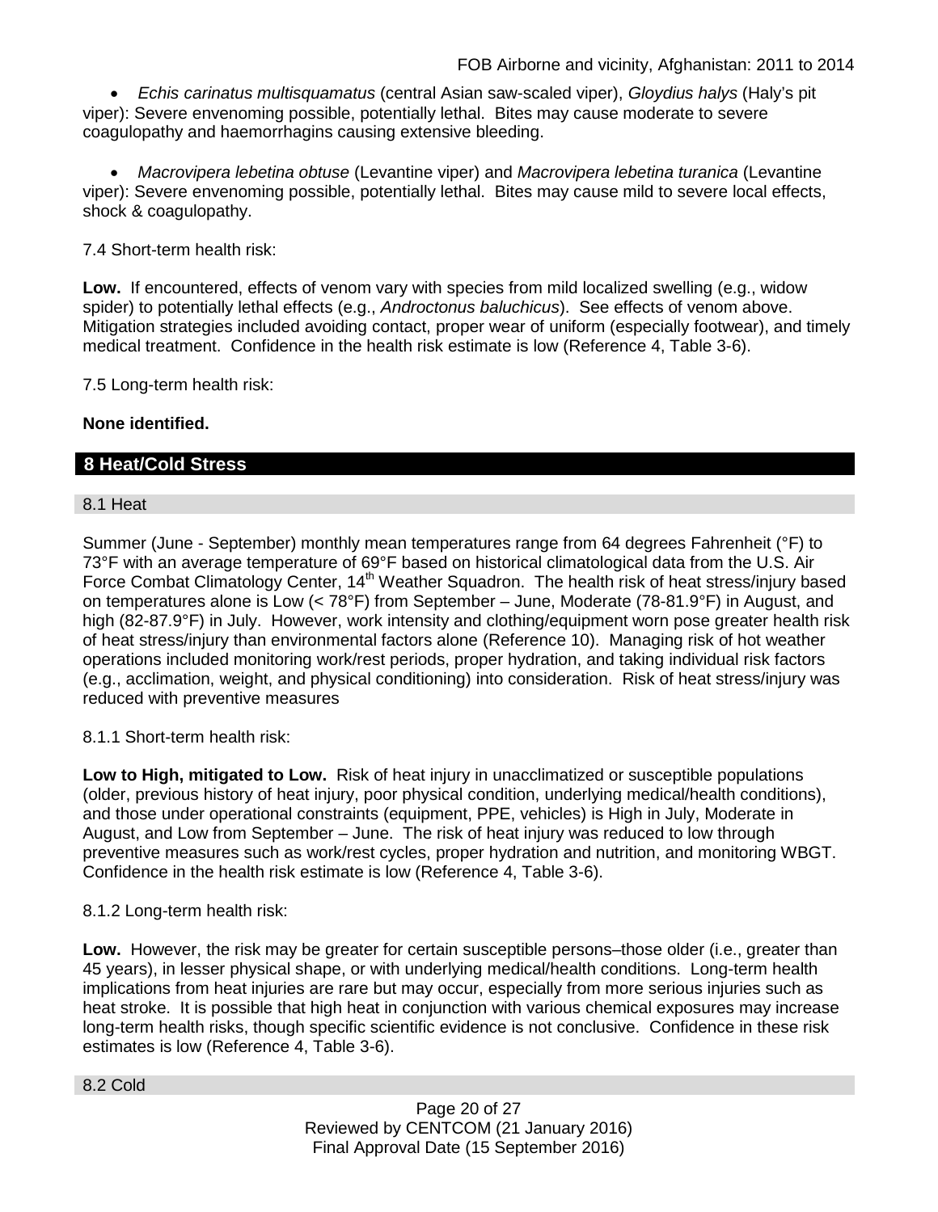- *Echis carinatus multisquamatus* (central Asian saw-scaled viper), *Gloydius halys* (Haly's pit viper): Severe envenoming possible, potentially lethal. Bites may cause moderate to severe coagulopathy and haemorrhagins causing extensive bleeding.

- *Macrovipera lebetina obtuse* (Levantine viper) and *Macrovipera lebetina turanica* (Levantine viper): Severe envenoming possible, potentially lethal. Bites may cause mild to severe local effects, shock & coagulopathy.

7.4 Short-term health risk:

**Low.** If encountered, effects of venom vary with species from mild localized swelling (e.g., widow spider) to potentially lethal effects (e.g., *Androctonus baluchicus*). See effects of venom above. Mitigation strategies included avoiding contact, proper wear of uniform (especially footwear), and timely medical treatment. Confidence in the health risk estimate is low (Reference 4, Table 3-6).

7.5 Long-term health risk:

**None identified.**

## 8 Heat/Cold Stress

### 8.1 Heat

Summer (June - September) monthly mean temperatures range from 64 degrees Fahrenheit (°F) to 73°F with an average temperature of 69°F based on historical climatological data from the U.S. Air Force Combat Climatology Center, 14th Weather Squadron. The health risk of heat stress/injury based on temperatures alone is Low (< 78°F) from September – June, Moderate (78-81.9°F) in August, and high (82-87.9°F) in July. However, work intensity and clothing/equipment worn pose greater health risk of heat stress/injury than environmental factors alone (Reference 10). Managing risk of hot weather operations included monitoring work/rest periods, proper hydration, and taking individual risk factors (e.g., acclimation, weight, and physical conditioning) into consideration. Risk of heat stress/injury was reduced with preventive measures

8.1.1 Short-term health risk:

**Low to High, mitigated to Low.** Risk of heat injury in unacclimatized or susceptible populations (older, previous history of heat injury, poor physical condition, underlying medical/health conditions), and those under operational constraints (equipment, PPE, vehicles) is High in July, Moderate in August, and Low from September – June. The risk of heat injury was reduced to low through preventive measures such as work/rest cycles, proper hydration and nutrition, and monitoring WBGT. Confidence in the health risk estimate is low (Reference 4, Table 3-6).

8.1.2 Long-term health risk:

**Low.** However, the risk may be greater for certain susceptible persons–those older (i.e., greater than 45 years), in lesser physical shape, or with underlying medical/health conditions. Long-term health implications from heat injuries are rare but may occur, especially from more serious injuries such as heat stroke. It is possible that high heat in conjunction with various chemical exposures may increase long-term health risks, though specific scientific evidence is not conclusive. Confidence in these risk estimates is low (Reference 4, Table 3-6).

### 8.2 Cold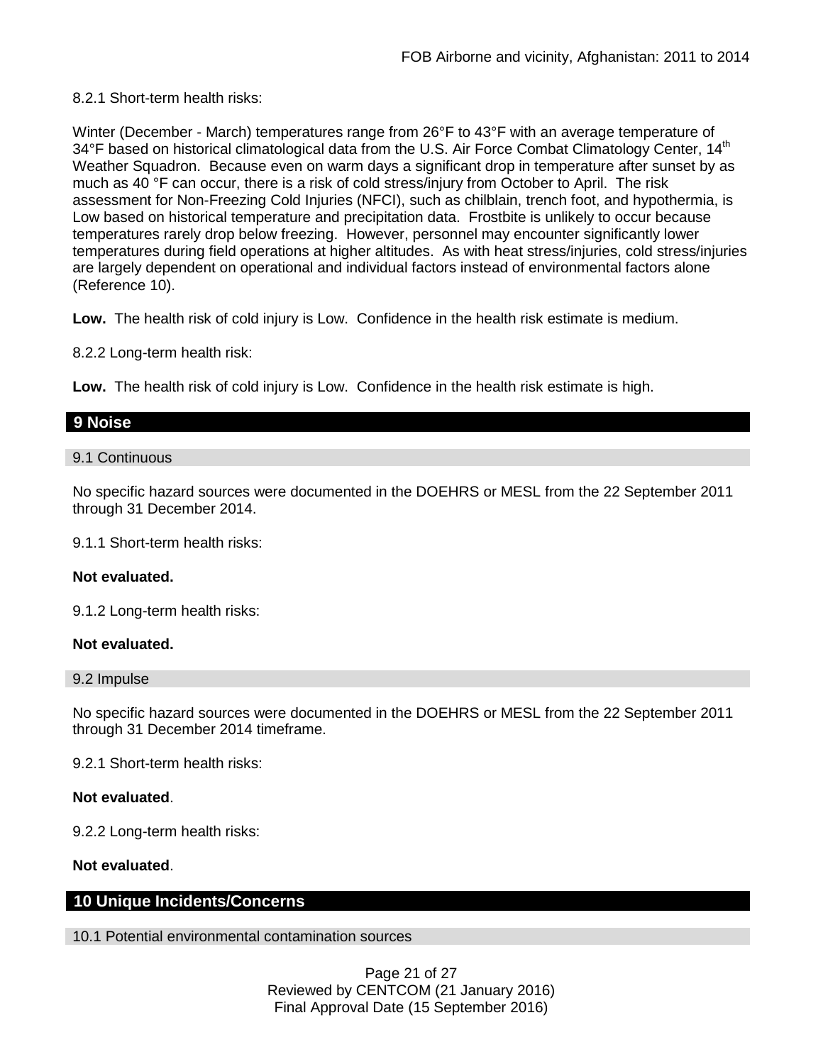8.2.1 Short-term health risks:

Winter (December - March) temperatures range from 26°F to 43°F with an average temperature of 34°F based on historical climatological data from the U.S. Air Force Combat Climatology Center, 14th Weather Squadron. Because even on warm days a significant drop in temperature after sunset by as much as 40 °F can occur, there is a risk of cold stress/injury from October to April. The risk assessment for Non-Freezing Cold Injuries (NFCI), such as chilblain, trench foot, and hypothermia, is Low based on historical temperature and precipitation data. Frostbite is unlikely to occur because temperatures rarely drop below freezing. However, personnel may encounter significantly lower temperatures during field operations at higher altitudes. As with heat stress/injuries, cold stress/injuries are largely dependent on operational and individual factors instead of environmental factors alone (Reference 10).

**Low.** The health risk of cold injury is Low. Confidence in the health risk estimate is medium.

8.2.2 Long-term health risk:

**Low.** The health risk of cold injury is Low. Confidence in the health risk estimate is high.

## 9 Noise

### 9.1 Continuous

No specific hazard sources were documented in the DOEHRS or MESL from the 22 September 2011 through 31 December 2014.

9.1.1 Short-term health risks:

**Not evaluated.**

9.1.2 Long-term health risks:

**Not evaluated.**

### 9.2 Impulse

No specific hazard sources were documented in the DOEHRS or MESL from the 22 September 2011 through 31 December 2014 timeframe.

9.2.1 Short-term health risks:

**Not evaluated**.

9.2.2 Long-term health risks:

**Not evaluated**.

## 10 Unique Incidents/Concerns

### 10.1 Potential environmental contamination sources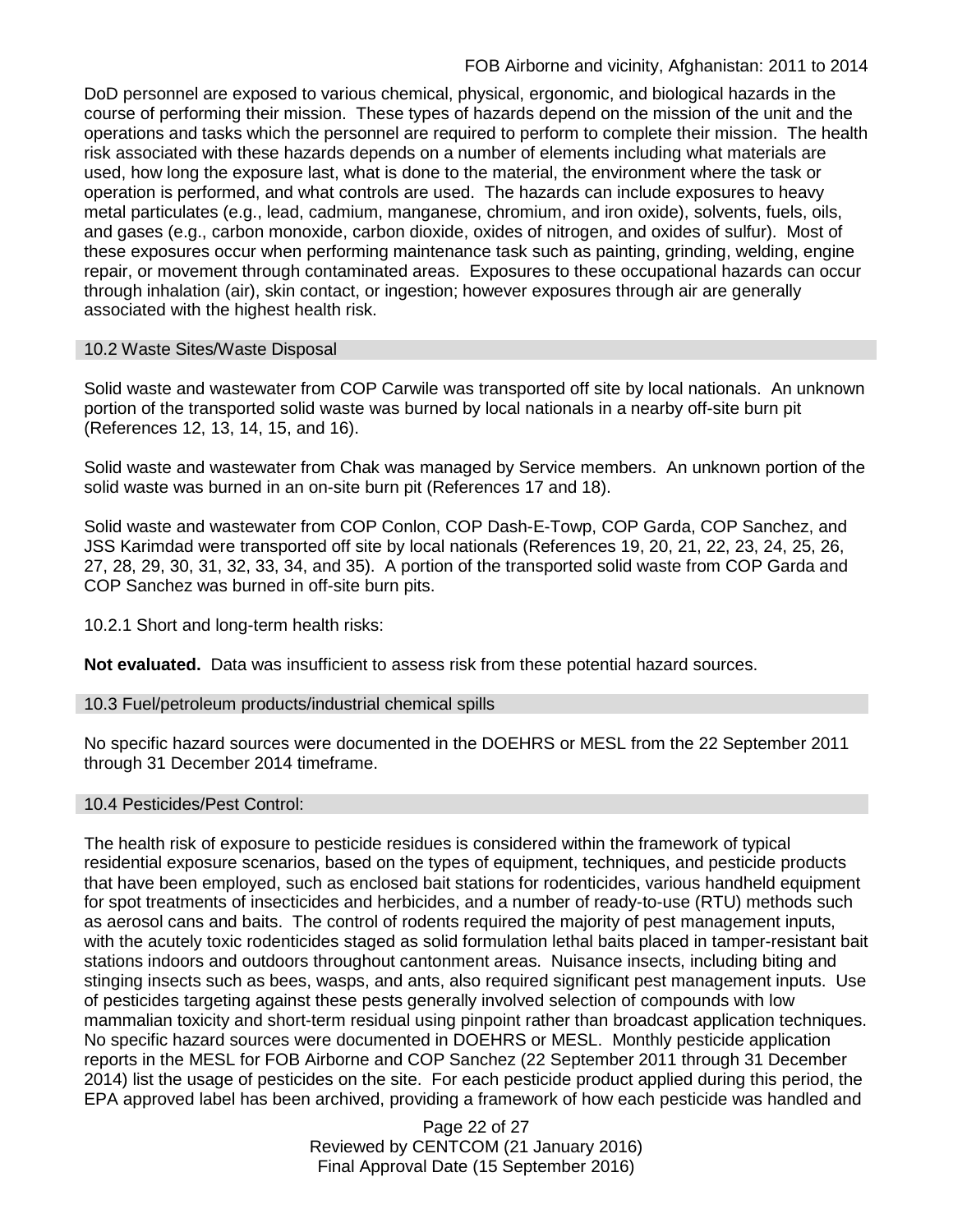DoD personnel are exposed to various chemical, physical, ergonomic, and biological hazards in the course of performing their mission. These types of hazards depend on the mission of the unit and the operations and tasks which the personnel are required to perform to complete their mission. The health risk associated with these hazards depends on a number of elements including what materials are used, how long the exposure last, what is done to the material, the environment where the task or operation is performed, and what controls are used. The hazards can include exposures to heavy metal particulates (e.g., lead, cadmium, manganese, chromium, and iron oxide), solvents, fuels, oils, and gases (e.g., carbon monoxide, carbon dioxide, oxides of nitrogen, and oxides of sulfur). Most of these exposures occur when performing maintenance task such as painting, grinding, welding, engine repair, or movement through contaminated areas. Exposures to these occupational hazards can occur through inhalation (air), skin contact, or ingestion; however exposures through air are generally associated with the highest health risk.

### 10.2 Waste Sites/Waste Disposal

Solid waste and wastewater from COP Carwile was transported off site by local nationals. An unknown portion of the transported solid waste was burned by local nationals in a nearby off-site burn pit (References 12, 13, 14, 15, and 16).

Solid waste and wastewater from Chak was managed by Service members. An unknown portion of the solid waste was burned in an on-site burn pit (References 17 and 18).

Solid waste and wastewater from COP Conlon, COP Dash-E-Towp, COP Garda, COP Sanchez, and JSS Karimdad were transported off site by local nationals (References 19, 20, 21, 22, 23, 24, 25, 26, 27, 28, 29, 30, 31, 32, 33, 34, and 35). A portion of the transported solid waste from COP Garda and COP Sanchez was burned in off-site burn pits.

10.2.1 Short and long-term health risks:

**Not evaluated.** Data was insufficient to assess risk from these potential hazard sources.

### 10.3 Fuel/petroleum products/industrial chemical spills

No specific hazard sources were documented in the DOEHRS or MESL from the 22 September 2011 through 31 December 2014 timeframe.

### 10.4 Pesticides/Pest Control:

The health risk of exposure to pesticide residues is considered within the framework of typical residential exposure scenarios, based on the types of equipment, techniques, and pesticide products that have been employed, such as enclosed bait stations for rodenticides, various handheld equipment for spot treatments of insecticides and herbicides, and a number of ready-to-use (RTU) methods such as aerosol cans and baits. The control of rodents required the majority of pest management inputs, with the acutely toxic rodenticides staged as solid formulation lethal baits placed in tamper-resistant bait stations indoors and outdoors throughout cantonment areas. Nuisance insects, including biting and stinging insects such as bees, wasps, and ants, also required significant pest management inputs. Use of pesticides targeting against these pests generally involved selection of compounds with low mammalian toxicity and short-term residual using pinpoint rather than broadcast application techniques. No specific hazard sources were documented in DOEHRS or MESL. Monthly pesticide application reports in the MESL for FOB Airborne and COP Sanchez (22 September 2011 through 31 December 2014) list the usage of pesticides on the site. For each pesticide product applied during this period, the EPA approved label has been archived, providing a framework of how each pesticide was handled and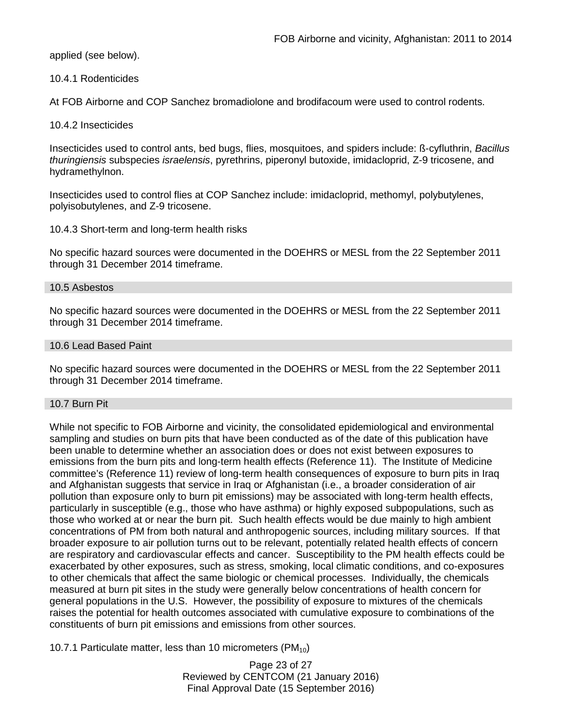applied (see below).

#### 10.4.1 Rodenticides

At FOB Airborne and COP Sanchez bromadiolone and brodifacoum were used to control rodents.

#### 10.4.2 Insecticides

Insecticides used to control ants, bed bugs, flies, mosquitoes, and spiders include: ß-cyfluthrin, *Bacillus thuringiensis* subspecies *israelensis*, pyrethrins, piperonyl butoxide, imidacloprid, Z-9 tricosene, and hydramethylnon.

Insecticides used to control flies at COP Sanchez include: imidacloprid, methomyl, polybutylenes, polyisobutylenes, and Z-9 tricosene.

#### 10.4.3 Short-term and long-term health risks

No specific hazard sources were documented in the DOEHRS or MESL from the 22 September 2011 through 31 December 2014 timeframe.

### 10.5 Asbestos

No specific hazard sources were documented in the DOEHRS or MESL from the 22 September 2011 through 31 December 2014 timeframe.

### 10.6 Lead Based Paint

No specific hazard sources were documented in the DOEHRS or MESL from the 22 September 2011 through 31 December 2014 timeframe.

### 10.7 Burn Pit

While not specific to FOB Airborne and vicinity, the consolidated epidemiological and environmental sampling and studies on burn pits that have been conducted as of the date of this publication have been unable to determine whether an association does or does not exist between exposures to emissions from the burn pits and long-term health effects (Reference 11). The Institute of Medicine committee's (Reference 11) review of long-term health consequences of exposure to burn pits in Iraq and Afghanistan suggests that service in Iraq or Afghanistan (i.e., a broader consideration of air pollution than exposure only to burn pit emissions) may be associated with long-term health effects, particularly in susceptible (e.g., those who have asthma) or highly exposed subpopulations, such as those who worked at or near the burn pit. Such health effects would be due mainly to high ambient concentrations of PM from both natural and anthropogenic sources, including military sources. If that broader exposure to air pollution turns out to be relevant, potentially related health effects of concern are respiratory and cardiovascular effects and cancer. Susceptibility to the PM health effects could be exacerbated by other exposures, such as stress, smoking, local climatic conditions, and co-exposures to other chemicals that affect the same biologic or chemical processes. Individually, the chemicals measured at burn pit sites in the study were generally below concentrations of health concern for general populations in the U.S. However, the possibility of exposure to mixtures of the chemicals raises the potential for health outcomes associated with cumulative exposure to combinations of the constituents of burn pit emissions and emissions from other sources.

#### 10.7.1 Particulate matter, less than 10 micrometers ($PM_{10}$)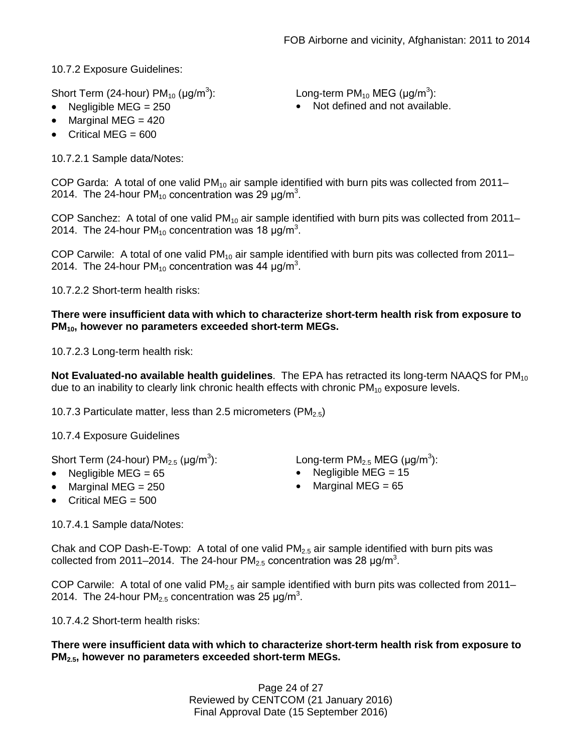10.7.2 Exposure Guidelines:

Short Term (24-hour) $PM_{10}$ (μg/m$^3$):

- Negligible MEG = 250
- Marginal MEG = 420
- Critical MEG = 600

Long-term $PM_{10}$ MEG (μg/m$^3$):

- Not defined and not available.

10.7.2.1 Sample data/Notes:

COP Garda: A total of one valid $PM_{10}$ air sample identified with burn pits was collected from 2011–2014. The 24-hour $PM_{10}$ concentration was 29 μg/m$^3$.

COP Sanchez: A total of one valid $PM_{10}$ air sample identified with burn pits was collected from 2011–2014. The 24-hour $PM_{10}$ concentration was 18 μg/m$^3$.

COP Carwile: A total of one valid $PM_{10}$ air sample identified with burn pits was collected from 2011–2014. The 24-hour $PM_{10}$ concentration was 44 μg/m$^3$.

10.7.2.2 Short-term health risks:

**There were insufficient data with which to characterize short-term health risk from exposure to $PM_{10}$, however no parameters exceeded short-term MEGs.**

10.7.2.3 Long-term health risk:

**Not Evaluated-no available health guidelines**. The EPA has retracted its long-term NAAQS for $PM_{10}$ due to an inability to clearly link chronic health effects with chronic $PM_{10}$ exposure levels.

10.7.3 Particulate matter, less than 2.5 micrometers ($PM_{2.5}$)

10.7.4 Exposure Guidelines

Short Term (24-hour) $PM_{2.5}$ (μg/m$^3$):

- Negligible MEG = 65
- Marginal MEG = 250
- Critical MEG = 500

Long-term $PM_{2.5}$ MEG (μg/m$^3$):

- Negligible MEG = 15
- Marginal MEG = 65

10.7.4.1 Sample data/Notes:

Chak and COP Dash-E-Towp: A total of one valid $PM_{2.5}$ air sample identified with burn pits was collected from 2011–2014. The 24-hour $PM_{2.5}$ concentration was 28 μg/m$^3$.

COP Carwile: A total of one valid $PM_{2.5}$ air sample identified with burn pits was collected from 2011–2014. The 24-hour $PM_{2.5}$ concentration was 25 μg/m$^3$.

10.7.4.2 Short-term health risks:

**There were insufficient data with which to characterize short-term health risk from exposure to $PM_{2.5}$, however no parameters exceeded short-term MEGs.**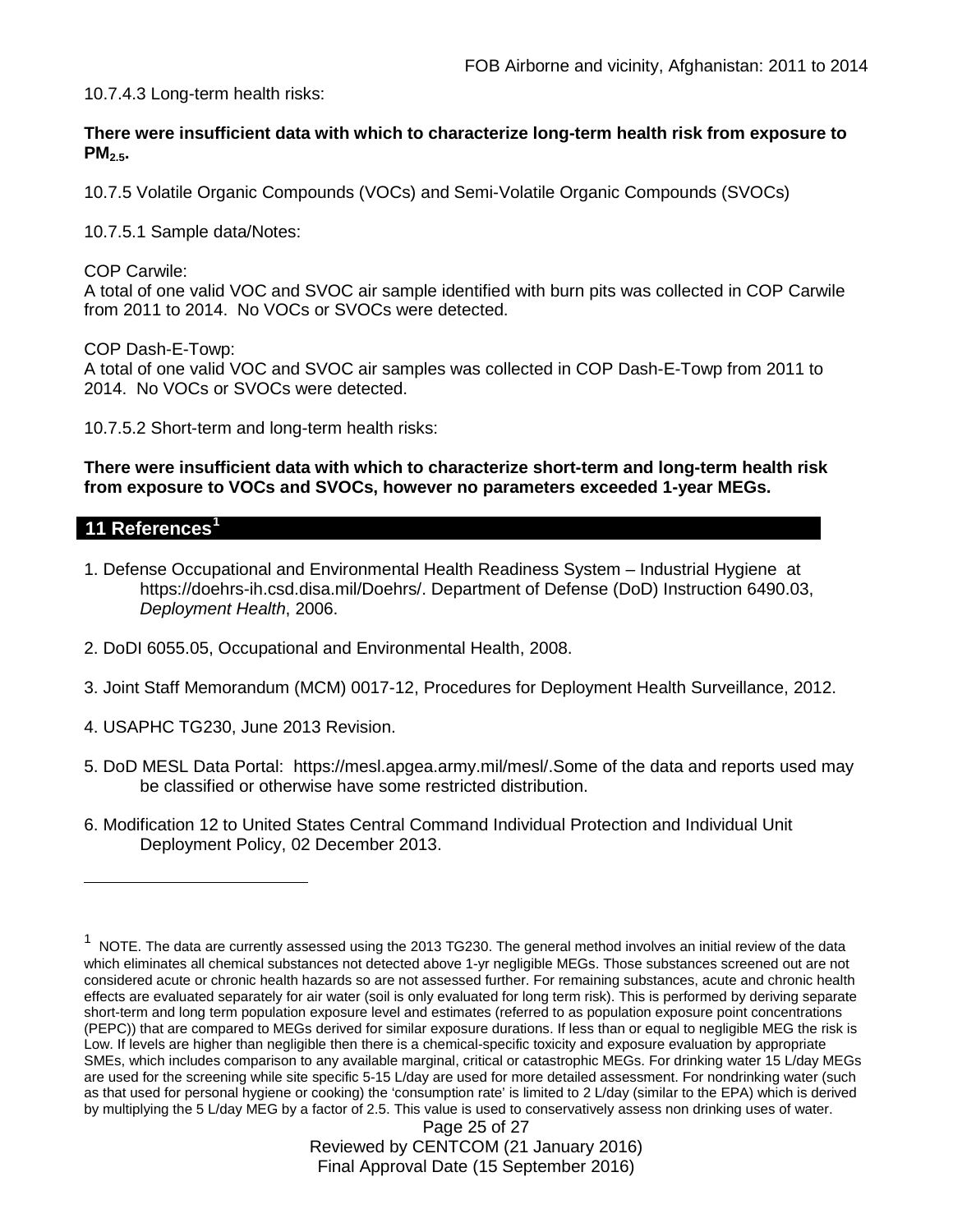10.7.4.3 Long-term health risks:

**There were insufficient data with which to characterize long-term health risk from exposure to $PM_{2.5}$.**

10.7.5 Volatile Organic Compounds (VOCs) and Semi-Volatile Organic Compounds (SVOCs)

10.7.5.1 Sample data/Notes:

COP Carwile:
A total of one valid VOC and SVOC air sample identified with burn pits was collected in COP Carwile from 2011 to 2014. No VOCs or SVOCs were detected.

COP Dash-E-Towp:
A total of one valid VOC and SVOC air samples was collected in COP Dash-E-Towp from 2011 to 2014. No VOCs or SVOCs were detected.

10.7.5.2 Short-term and long-term health risks:

**There were insufficient data with which to characterize short-term and long-term health risk from exposure to VOCs and SVOCs, however no parameters exceeded 1-year MEGs.**

## 11 References[1]

1. Defense Occupational and Environmental Health Readiness System – Industrial Hygiene at https://doehrs-ih.csd.disa.mil/Doehrs/. Department of Defense (DoD) Instruction 6490.03, *Deployment Health*, 2006.

2. DoDI 6055.05, Occupational and Environmental Health, 2008.

3. Joint Staff Memorandum (MCM) 0017-12, Procedures for Deployment Health Surveillance, 2012.

4. USAPHC TG230, June 2013 Revision.

5. DoD MESL Data Portal: https://mesl.apgea.army.mil/mesl/.Some of the data and reports used may be classified or otherwise have some restricted distribution.

6. Modification 12 to United States Central Command Individual Protection and Individual Unit Deployment Policy, 02 December 2013.

---

[1] NOTE. The data are currently assessed using the 2013 TG230. The general method involves an initial review of the data which eliminates all chemical substances not detected above 1-yr negligible MEGs. Those substances screened out are not considered acute or chronic health hazards so are not assessed further. For remaining substances, acute and chronic health effects are evaluated separately for air water (soil is only evaluated for long term risk). This is performed by deriving separate short-term and long term population exposure level and estimates (referred to as population exposure point concentrations (PEPC)) that are compared to MEGs derived for similar exposure durations. If less than or equal to negligible MEG the risk is Low. If levels are higher than negligible then there is a chemical-specific toxicity and exposure evaluation by appropriate SMEs, which includes comparison to any available marginal, critical or catastrophic MEGs. For drinking water 15 L/day MEGs are used for the screening while site specific 5-15 L/day are used for more detailed assessment. For nondrinking water (such as that used for personal hygiene or cooking) the 'consumption rate' is limited to 2 L/day (similar to the EPA) which is derived by multiplying the 5 L/day MEG by a factor of 2.5. This value is used to conservatively assess non drinking uses of water.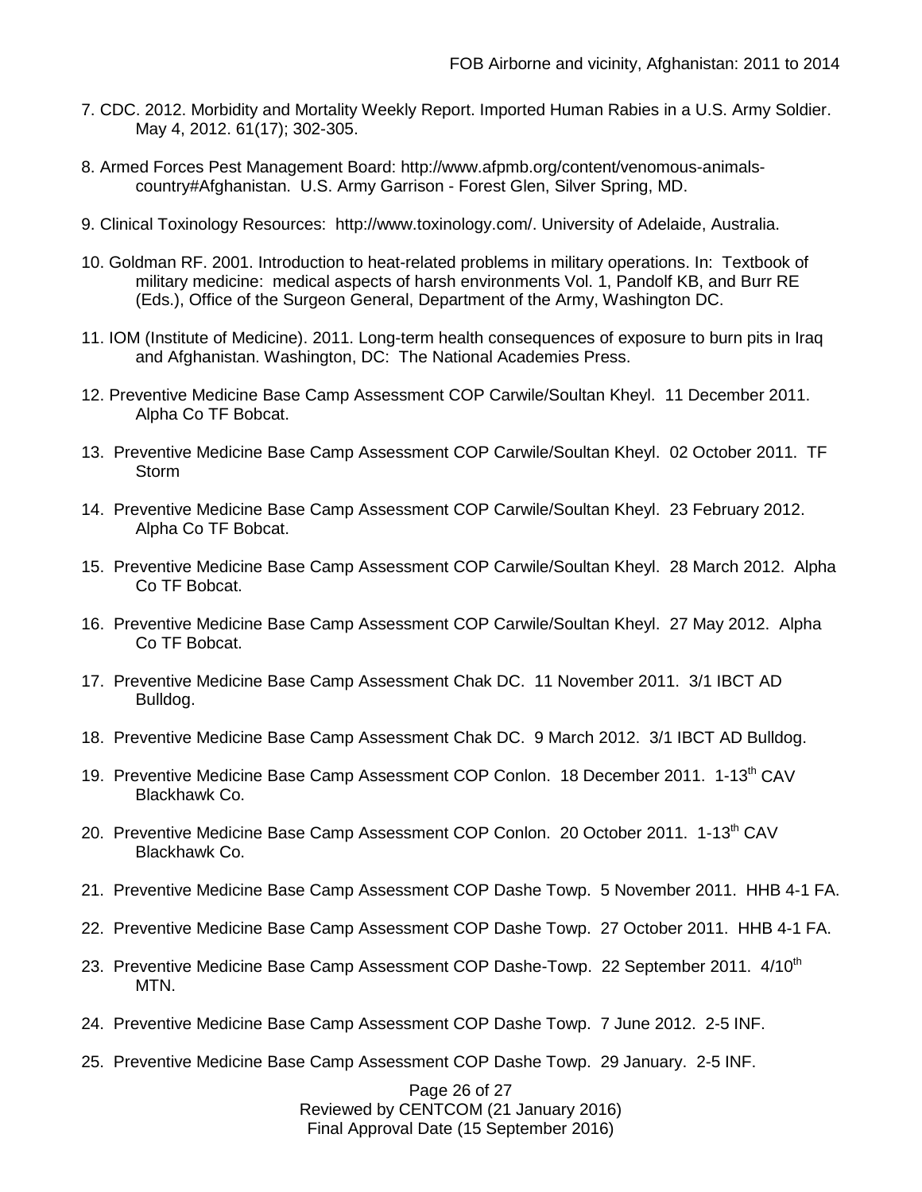7. CDC. 2012. Morbidity and Mortality Weekly Report. Imported Human Rabies in a U.S. Army Soldier. May 4, 2012. 61(17); 302-305.

8. Armed Forces Pest Management Board: http://www.afpmb.org/content/venomous-animals-country#Afghanistan. U.S. Army Garrison - Forest Glen, Silver Spring, MD.

9. Clinical Toxinology Resources: http://www.toxinology.com/. University of Adelaide, Australia.

10. Goldman RF. 2001. Introduction to heat-related problems in military operations. In: Textbook of military medicine: medical aspects of harsh environments Vol. 1, Pandolf KB, and Burr RE (Eds.), Office of the Surgeon General, Department of the Army, Washington DC.

11. IOM (Institute of Medicine). 2011. Long-term health consequences of exposure to burn pits in Iraq and Afghanistan. Washington, DC: The National Academies Press.

12. Preventive Medicine Base Camp Assessment COP Carwile/Soultan Kheyl. 11 December 2011. Alpha Co TF Bobcat.

13. Preventive Medicine Base Camp Assessment COP Carwile/Soultan Kheyl. 02 October 2011. TF Storm

14. Preventive Medicine Base Camp Assessment COP Carwile/Soultan Kheyl. 23 February 2012. Alpha Co TF Bobcat.

15. Preventive Medicine Base Camp Assessment COP Carwile/Soultan Kheyl. 28 March 2012. Alpha Co TF Bobcat.

16. Preventive Medicine Base Camp Assessment COP Carwile/Soultan Kheyl. 27 May 2012. Alpha Co TF Bobcat.

17. Preventive Medicine Base Camp Assessment Chak DC. 11 November 2011. 3/1 IBCT AD Bulldog.

18. Preventive Medicine Base Camp Assessment Chak DC. 9 March 2012. 3/1 IBCT AD Bulldog.

19. Preventive Medicine Base Camp Assessment COP Conlon. 18 December 2011. 1-13th CAV Blackhawk Co.

20. Preventive Medicine Base Camp Assessment COP Conlon. 20 October 2011. 1-13th CAV Blackhawk Co.

21. Preventive Medicine Base Camp Assessment COP Dashe Towp. 5 November 2011. HHB 4-1 FA.

22. Preventive Medicine Base Camp Assessment COP Dashe Towp. 27 October 2011. HHB 4-1 FA.

23. Preventive Medicine Base Camp Assessment COP Dashe-Towp. 22 September 2011. 4/10th MTN.

24. Preventive Medicine Base Camp Assessment COP Dashe Towp. 7 June 2012. 2-5 INF.

25. Preventive Medicine Base Camp Assessment COP Dashe Towp. 29 January. 2-5 INF.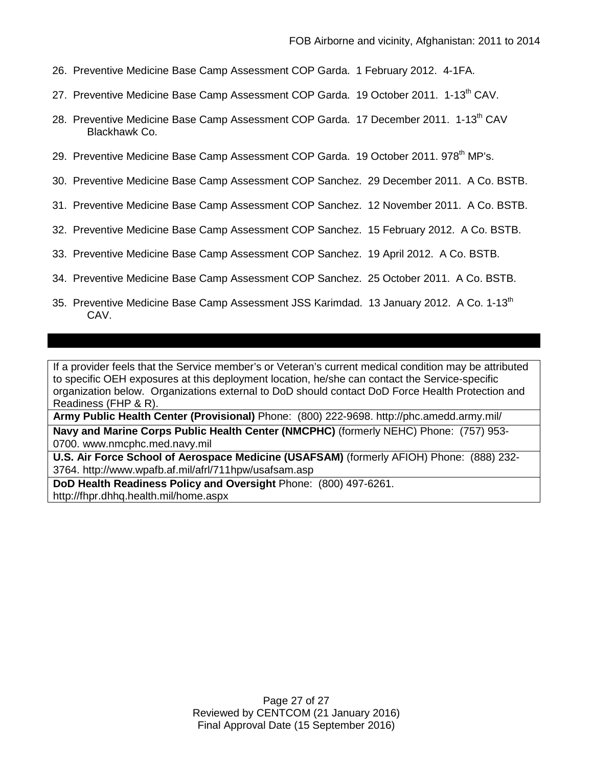26. Preventive Medicine Base Camp Assessment COP Garda. 1 February 2012. 4-1FA.

27. Preventive Medicine Base Camp Assessment COP Garda. 19 October 2011. 1-13th CAV.

28. Preventive Medicine Base Camp Assessment COP Garda. 17 December 2011. 1-13th CAV Blackhawk Co.

29. Preventive Medicine Base Camp Assessment COP Garda. 19 October 2011. 978th MP's.

30. Preventive Medicine Base Camp Assessment COP Sanchez. 29 December 2011. A Co. BSTB.

31. Preventive Medicine Base Camp Assessment COP Sanchez. 12 November 2011. A Co. BSTB.

32. Preventive Medicine Base Camp Assessment COP Sanchez. 15 February 2012. A Co. BSTB.

33. Preventive Medicine Base Camp Assessment COP Sanchez. 19 April 2012. A Co. BSTB.

34. Preventive Medicine Base Camp Assessment COP Sanchez. 25 October 2011. A Co. BSTB.

35. Preventive Medicine Base Camp Assessment JSS Karimdad. 13 January 2012. A Co. 1-13th CAV.

| |
|---|
| If a provider feels that the Service member's or Veteran's current medical condition may be attributed to specific OEH exposures at this deployment location, he/she can contact the Service-specific organization below. Organizations external to DoD should contact DoD Force Health Protection and Readiness (FHP & R). |
| **Army Public Health Center (Provisional)** Phone: (800) 222-9698. http://phc.amedd.army.mil/ |
| **Navy and Marine Corps Public Health Center (NMCPHC)** (formerly NEHC) Phone: (757) 953-0700. www.nmcphc.med.navy.mil |
| **U.S. Air Force School of Aerospace Medicine (USAFSAM)** (formerly AFIOH) Phone: (888) 232-3764. http://www.wpafb.af.mil/afrl/711hpw/usafsam.asp |
| **DoD Health Readiness Policy and Oversight** Phone: (800) 497-6261. http://fhpr.dhhq.health.mil/home.aspx |

Reviewed by CENTCOM (21 January 2016)
Final Approval Date (15 September 2016)